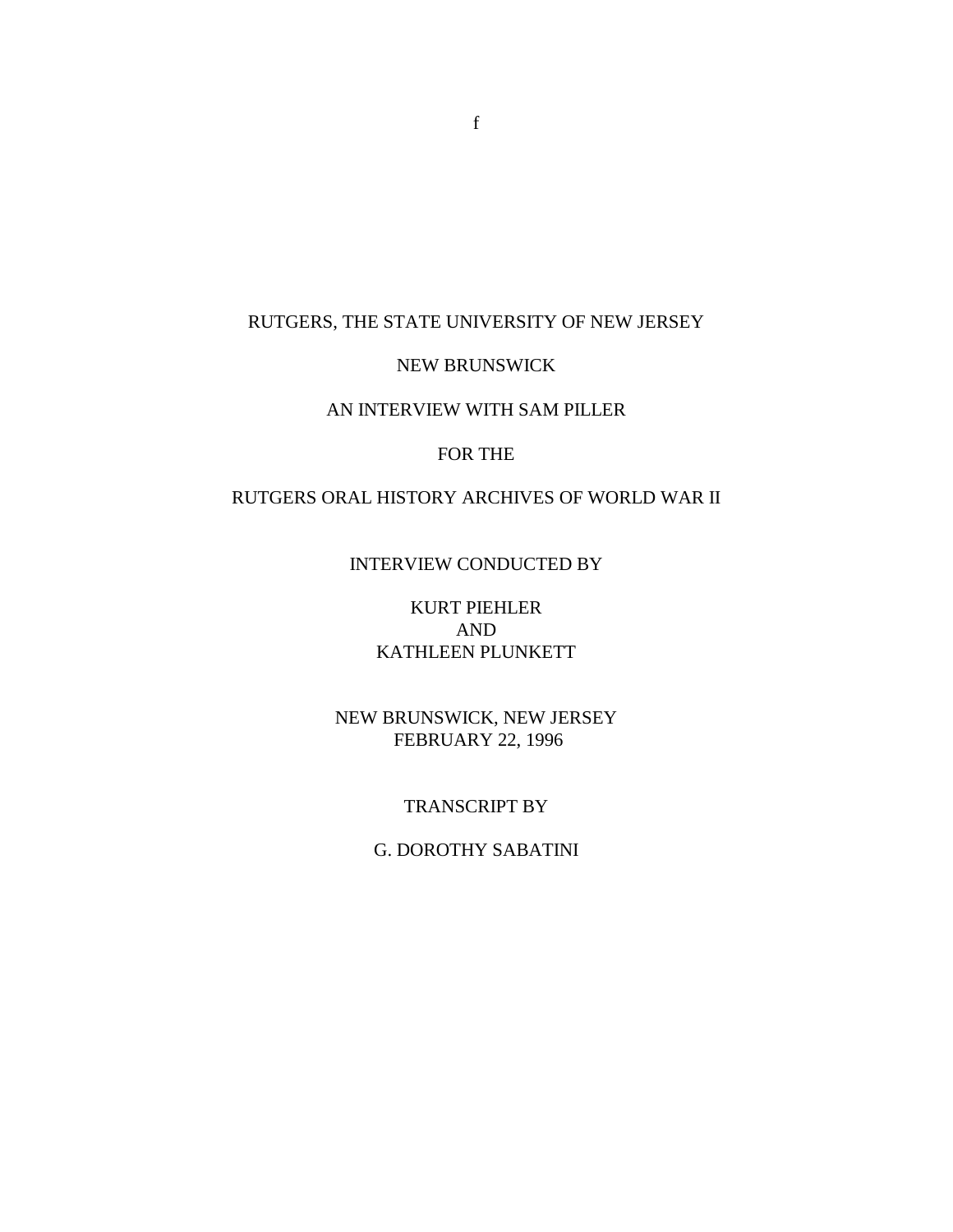f

RUTGERS, THE STATE UNIVERSITY OF NEW JERSEY

NEW BRUNSWICK

AN INTERVIEW WITH SAM PILLER

FOR THE

RUTGERS ORAL HISTORY ARCHIVES OF WORLD WAR II

INTERVIEW CONDUCTED BY

KURT PIEHLER
AND
KATHLEEN PLUNKETT

NEW BRUNSWICK, NEW JERSEY
FEBRUARY 22, 1996

TRANSCRIPT BY

G. DOROTHY SABATINI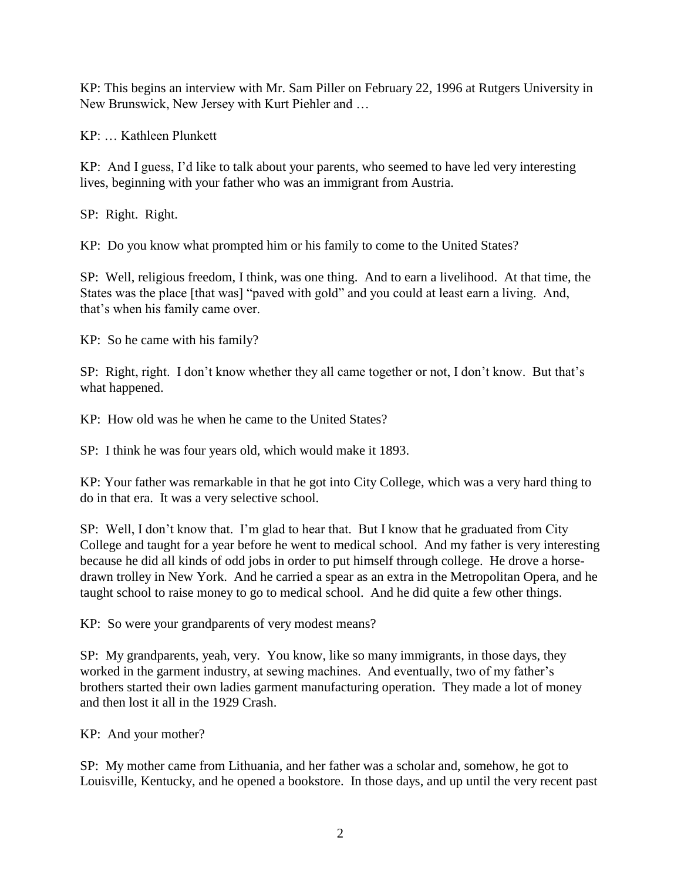KP: This begins an interview with Mr. Sam Piller on February 22, 1996 at Rutgers University in New Brunswick, New Jersey with Kurt Piehler and …

KP: … Kathleen Plunkett

KP: And I guess, I'd like to talk about your parents, who seemed to have led very interesting lives, beginning with your father who was an immigrant from Austria.

SP: Right. Right.

KP: Do you know what prompted him or his family to come to the United States?

SP: Well, religious freedom, I think, was one thing. And to earn a livelihood. At that time, the States was the place [that was] "paved with gold" and you could at least earn a living. And, that's when his family came over.

KP: So he came with his family?

SP: Right, right. I don't know whether they all came together or not, I don't know. But that's what happened.

KP: How old was he when he came to the United States?

SP: I think he was four years old, which would make it 1893.

KP: Your father was remarkable in that he got into City College, which was a very hard thing to do in that era. It was a very selective school.

SP: Well, I don't know that. I'm glad to hear that. But I know that he graduated from City College and taught for a year before he went to medical school. And my father is very interesting because he did all kinds of odd jobs in order to put himself through college. He drove a horse-drawn trolley in New York. And he carried a spear as an extra in the Metropolitan Opera, and he taught school to raise money to go to medical school. And he did quite a few other things.

KP: So were your grandparents of very modest means?

SP: My grandparents, yeah, very. You know, like so many immigrants, in those days, they worked in the garment industry, at sewing machines. And eventually, two of my father's brothers started their own ladies garment manufacturing operation. They made a lot of money and then lost it all in the 1929 Crash.

KP: And your mother?

SP: My mother came from Lithuania, and her father was a scholar and, somehow, he got to Louisville, Kentucky, and he opened a bookstore. In those days, and up until the very recent past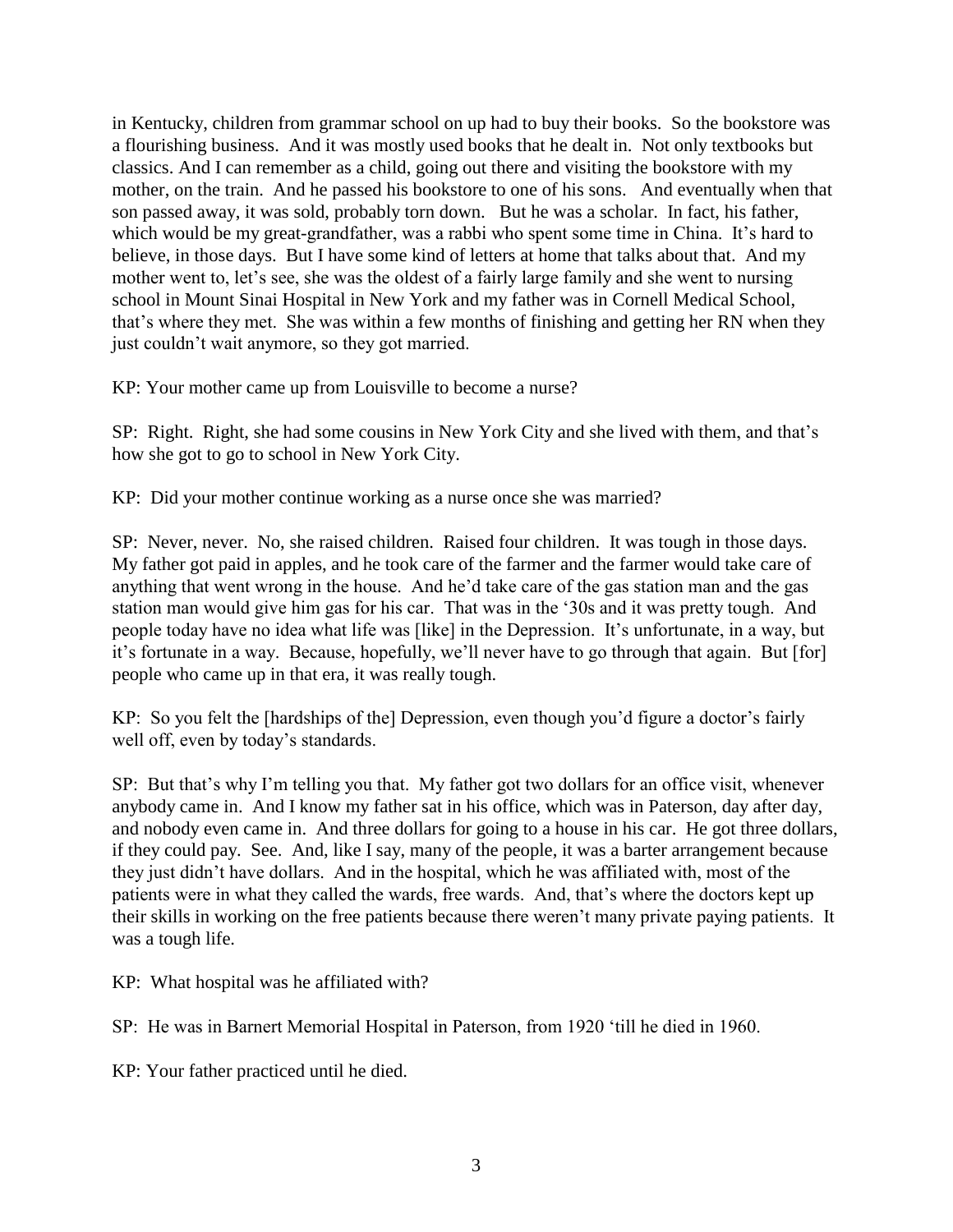in Kentucky, children from grammar school on up had to buy their books. So the bookstore was a flourishing business. And it was mostly used books that he dealt in. Not only textbooks but classics. And I can remember as a child, going out there and visiting the bookstore with my mother, on the train. And he passed his bookstore to one of his sons. And eventually when that son passed away, it was sold, probably torn down. But he was a scholar. In fact, his father, which would be my great-grandfather, was a rabbi who spent some time in China. It's hard to believe, in those days. But I have some kind of letters at home that talks about that. And my mother went to, let's see, she was the oldest of a fairly large family and she went to nursing school in Mount Sinai Hospital in New York and my father was in Cornell Medical School, that's where they met. She was within a few months of finishing and getting her RN when they just couldn't wait anymore, so they got married.

KP: Your mother came up from Louisville to become a nurse?

SP: Right. Right, she had some cousins in New York City and she lived with them, and that's how she got to go to school in New York City.

KP: Did your mother continue working as a nurse once she was married?

SP: Never, never. No, she raised children. Raised four children. It was tough in those days. My father got paid in apples, and he took care of the farmer and the farmer would take care of anything that went wrong in the house. And he'd take care of the gas station man and the gas station man would give him gas for his car. That was in the '30s and it was pretty tough. And people today have no idea what life was [like] in the Depression. It's unfortunate, in a way, but it's fortunate in a way. Because, hopefully, we'll never have to go through that again. But [for] people who came up in that era, it was really tough.

KP: So you felt the [hardships of the] Depression, even though you'd figure a doctor's fairly well off, even by today's standards.

SP: But that's why I'm telling you that. My father got two dollars for an office visit, whenever anybody came in. And I know my father sat in his office, which was in Paterson, day after day, and nobody even came in. And three dollars for going to a house in his car. He got three dollars, if they could pay. See. And, like I say, many of the people, it was a barter arrangement because they just didn't have dollars. And in the hospital, which he was affiliated with, most of the patients were in what they called the wards, free wards. And, that's where the doctors kept up their skills in working on the free patients because there weren't many private paying patients. It was a tough life.

KP: What hospital was he affiliated with?

SP: He was in Barnert Memorial Hospital in Paterson, from 1920 'till he died in 1960.

KP: Your father practiced until he died.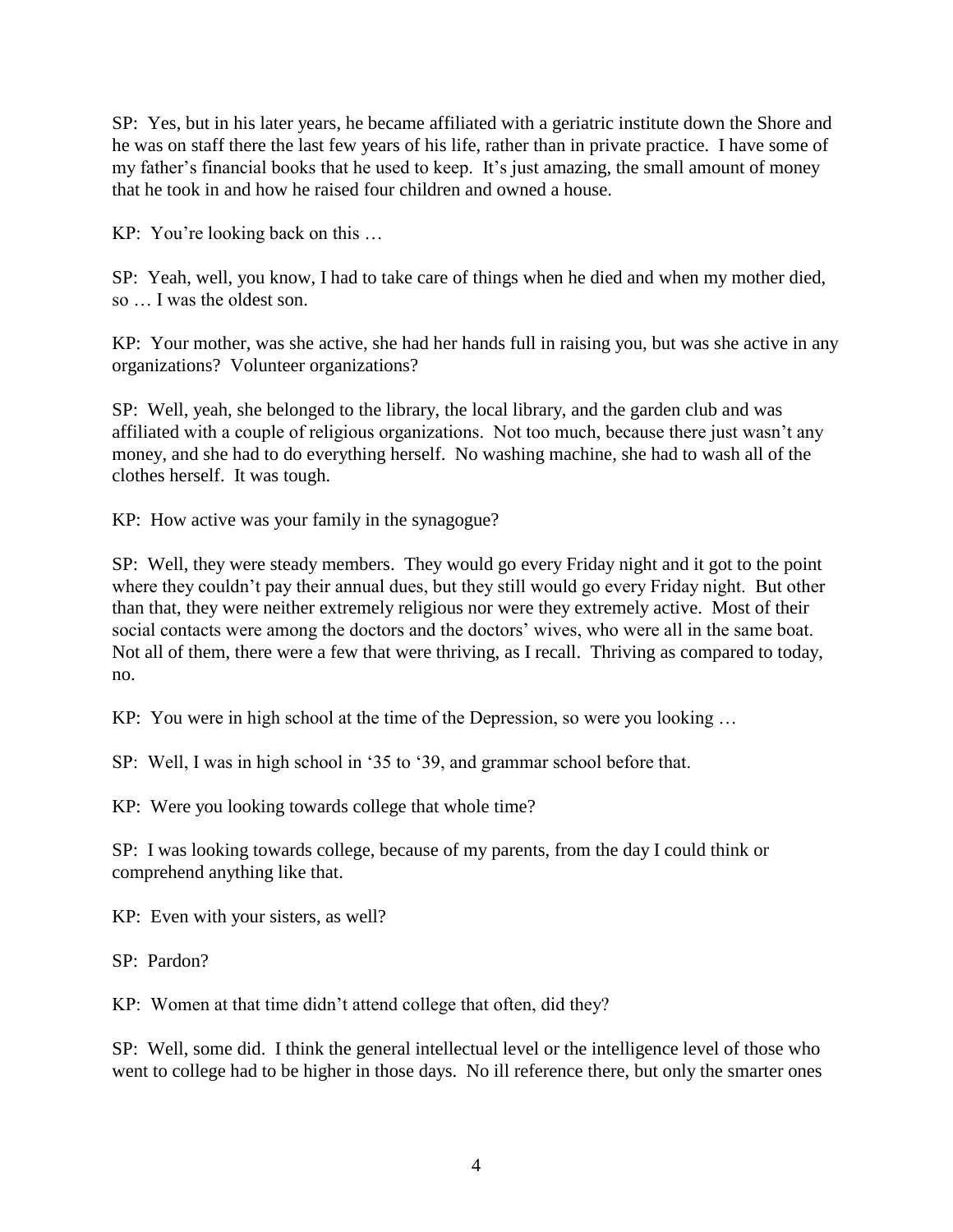SP: Yes, but in his later years, he became affiliated with a geriatric institute down the Shore and he was on staff there the last few years of his life, rather than in private practice. I have some of my father's financial books that he used to keep. It's just amazing, the small amount of money that he took in and how he raised four children and owned a house.

KP: You're looking back on this …

SP: Yeah, well, you know, I had to take care of things when he died and when my mother died, so … I was the oldest son.

KP: Your mother, was she active, she had her hands full in raising you, but was she active in any organizations? Volunteer organizations?

SP: Well, yeah, she belonged to the library, the local library, and the garden club and was affiliated with a couple of religious organizations. Not too much, because there just wasn't any money, and she had to do everything herself. No washing machine, she had to wash all of the clothes herself. It was tough.

KP: How active was your family in the synagogue?

SP: Well, they were steady members. They would go every Friday night and it got to the point where they couldn't pay their annual dues, but they still would go every Friday night. But other than that, they were neither extremely religious nor were they extremely active. Most of their social contacts were among the doctors and the doctors' wives, who were all in the same boat. Not all of them, there were a few that were thriving, as I recall. Thriving as compared to today, no.

KP: You were in high school at the time of the Depression, so were you looking …

SP: Well, I was in high school in '35 to '39, and grammar school before that.

KP: Were you looking towards college that whole time?

SP: I was looking towards college, because of my parents, from the day I could think or comprehend anything like that.

KP: Even with your sisters, as well?

SP: Pardon?

KP: Women at that time didn't attend college that often, did they?

SP: Well, some did. I think the general intellectual level or the intelligence level of those who went to college had to be higher in those days. No ill reference there, but only the smarter ones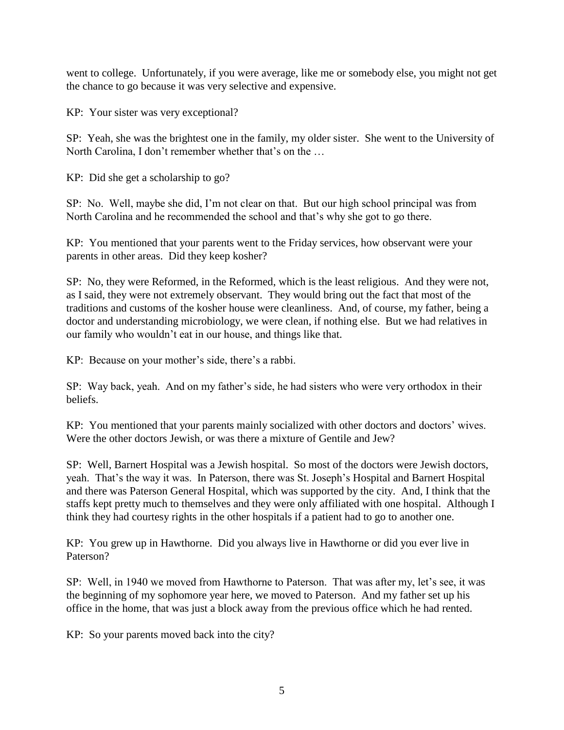went to college. Unfortunately, if you were average, like me or somebody else, you might not get the chance to go because it was very selective and expensive.

KP: Your sister was very exceptional?

SP: Yeah, she was the brightest one in the family, my older sister. She went to the University of North Carolina, I don't remember whether that's on the …

KP: Did she get a scholarship to go?

SP: No. Well, maybe she did, I'm not clear on that. But our high school principal was from North Carolina and he recommended the school and that's why she got to go there.

KP: You mentioned that your parents went to the Friday services, how observant were your parents in other areas. Did they keep kosher?

SP: No, they were Reformed, in the Reformed, which is the least religious. And they were not, as I said, they were not extremely observant. They would bring out the fact that most of the traditions and customs of the kosher house were cleanliness. And, of course, my father, being a doctor and understanding microbiology, we were clean, if nothing else. But we had relatives in our family who wouldn't eat in our house, and things like that.

KP: Because on your mother's side, there's a rabbi.

SP: Way back, yeah. And on my father's side, he had sisters who were very orthodox in their beliefs.

KP: You mentioned that your parents mainly socialized with other doctors and doctors' wives. Were the other doctors Jewish, or was there a mixture of Gentile and Jew?

SP: Well, Barnert Hospital was a Jewish hospital. So most of the doctors were Jewish doctors, yeah. That's the way it was. In Paterson, there was St. Joseph's Hospital and Barnert Hospital and there was Paterson General Hospital, which was supported by the city. And, I think that the staffs kept pretty much to themselves and they were only affiliated with one hospital. Although I think they had courtesy rights in the other hospitals if a patient had to go to another one.

KP: You grew up in Hawthorne. Did you always live in Hawthorne or did you ever live in Paterson?

SP: Well, in 1940 we moved from Hawthorne to Paterson. That was after my, let's see, it was the beginning of my sophomore year here, we moved to Paterson. And my father set up his office in the home, that was just a block away from the previous office which he had rented.

KP: So your parents moved back into the city?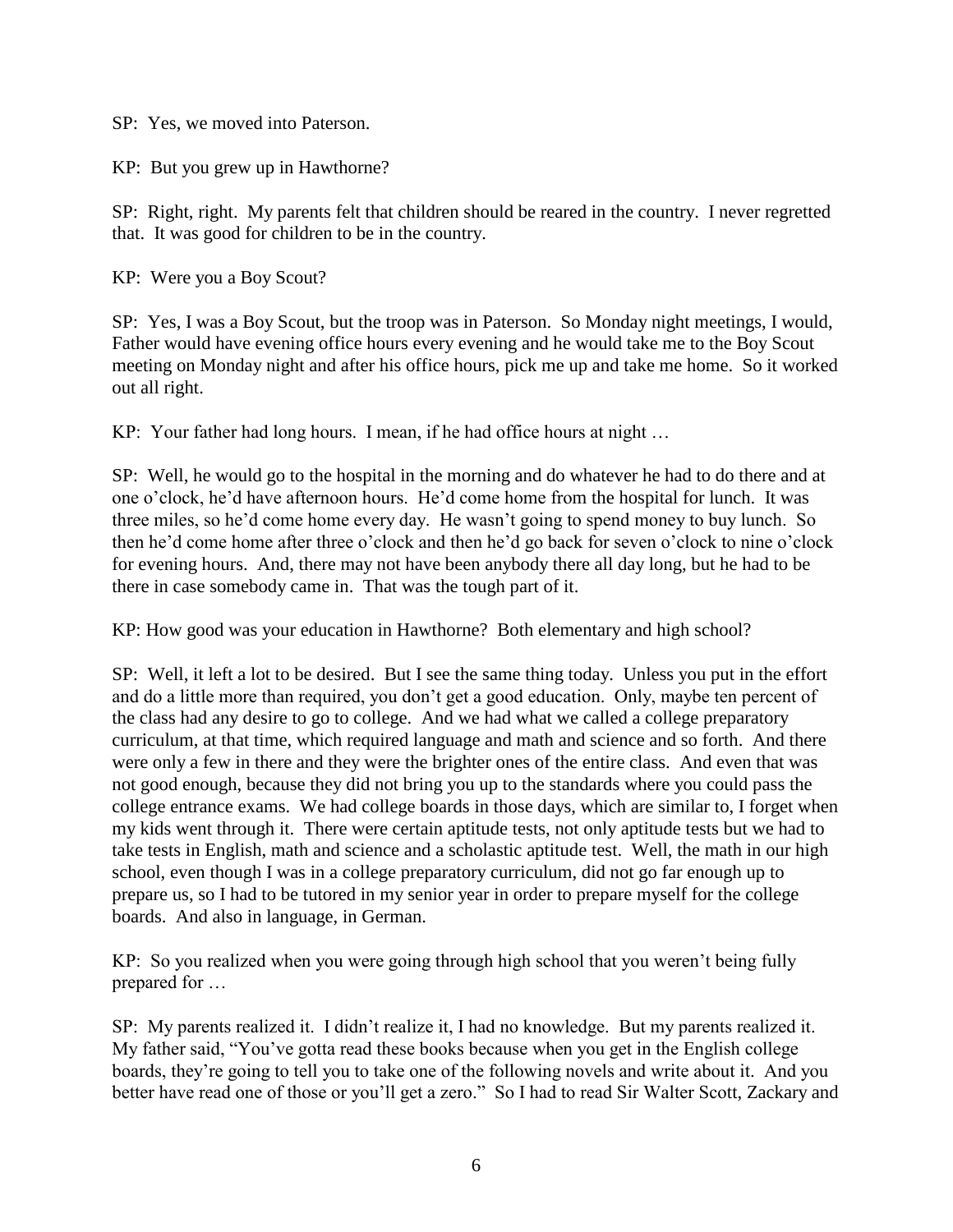SP: Yes, we moved into Paterson.

KP: But you grew up in Hawthorne?

SP: Right, right. My parents felt that children should be reared in the country. I never regretted that. It was good for children to be in the country.

KP: Were you a Boy Scout?

SP: Yes, I was a Boy Scout, but the troop was in Paterson. So Monday night meetings, I would, Father would have evening office hours every evening and he would take me to the Boy Scout meeting on Monday night and after his office hours, pick me up and take me home. So it worked out all right.

KP: Your father had long hours. I mean, if he had office hours at night …

SP: Well, he would go to the hospital in the morning and do whatever he had to do there and at one o'clock, he'd have afternoon hours. He'd come home from the hospital for lunch. It was three miles, so he'd come home every day. He wasn't going to spend money to buy lunch. So then he'd come home after three o'clock and then he'd go back for seven o'clock to nine o'clock for evening hours. And, there may not have been anybody there all day long, but he had to be there in case somebody came in. That was the tough part of it.

KP: How good was your education in Hawthorne? Both elementary and high school?

SP: Well, it left a lot to be desired. But I see the same thing today. Unless you put in the effort and do a little more than required, you don't get a good education. Only, maybe ten percent of the class had any desire to go to college. And we had what we called a college preparatory curriculum, at that time, which required language and math and science and so forth. And there were only a few in there and they were the brighter ones of the entire class. And even that was not good enough, because they did not bring you up to the standards where you could pass the college entrance exams. We had college boards in those days, which are similar to, I forget when my kids went through it. There were certain aptitude tests, not only aptitude tests but we had to take tests in English, math and science and a scholastic aptitude test. Well, the math in our high school, even though I was in a college preparatory curriculum, did not go far enough up to prepare us, so I had to be tutored in my senior year in order to prepare myself for the college boards. And also in language, in German.

KP: So you realized when you were going through high school that you weren't being fully prepared for …

SP: My parents realized it. I didn't realize it, I had no knowledge. But my parents realized it. My father said, "You've gotta read these books because when you get in the English college boards, they're going to tell you to take one of the following novels and write about it. And you better have read one of those or you'll get a zero." So I had to read Sir Walter Scott, Zackary and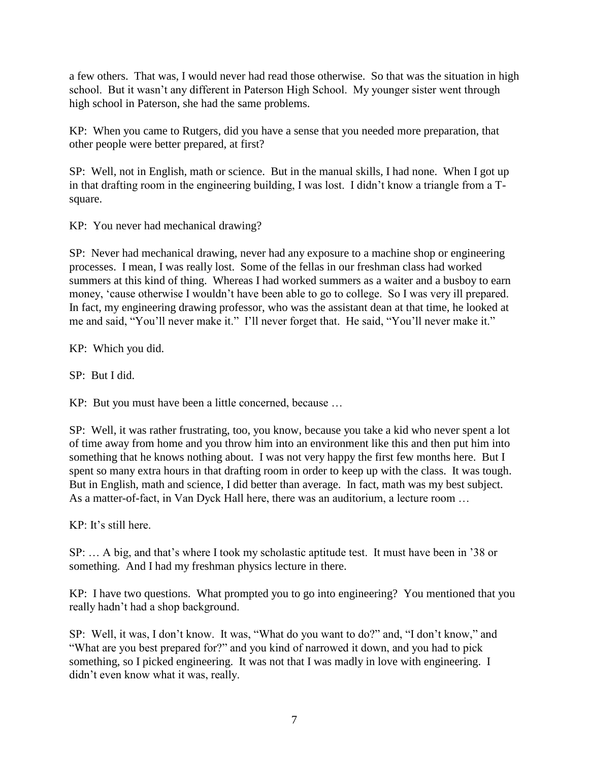a few others. That was, I would never had read those otherwise. So that was the situation in high school. But it wasn't any different in Paterson High School. My younger sister went through high school in Paterson, she had the same problems.

KP: When you came to Rutgers, did you have a sense that you needed more preparation, that other people were better prepared, at first?

SP: Well, not in English, math or science. But in the manual skills, I had none. When I got up in that drafting room in the engineering building, I was lost. I didn't know a triangle from a T-square.

KP: You never had mechanical drawing?

SP: Never had mechanical drawing, never had any exposure to a machine shop or engineering processes. I mean, I was really lost. Some of the fellas in our freshman class had worked summers at this kind of thing. Whereas I had worked summers as a waiter and a busboy to earn money, 'cause otherwise I wouldn't have been able to go to college. So I was very ill prepared. In fact, my engineering drawing professor, who was the assistant dean at that time, he looked at me and said, "You'll never make it." I'll never forget that. He said, "You'll never make it."

KP: Which you did.

SP: But I did.

KP: But you must have been a little concerned, because …

SP: Well, it was rather frustrating, too, you know, because you take a kid who never spent a lot of time away from home and you throw him into an environment like this and then put him into something that he knows nothing about. I was not very happy the first few months here. But I spent so many extra hours in that drafting room in order to keep up with the class. It was tough. But in English, math and science, I did better than average. In fact, math was my best subject. As a matter-of-fact, in Van Dyck Hall here, there was an auditorium, a lecture room …

KP: It's still here.

SP: … A big, and that's where I took my scholastic aptitude test. It must have been in '38 or something. And I had my freshman physics lecture in there.

KP: I have two questions. What prompted you to go into engineering? You mentioned that you really hadn't had a shop background.

SP: Well, it was, I don't know. It was, "What do you want to do?" and, "I don't know," and "What are you best prepared for?" and you kind of narrowed it down, and you had to pick something, so I picked engineering. It was not that I was madly in love with engineering. I didn't even know what it was, really.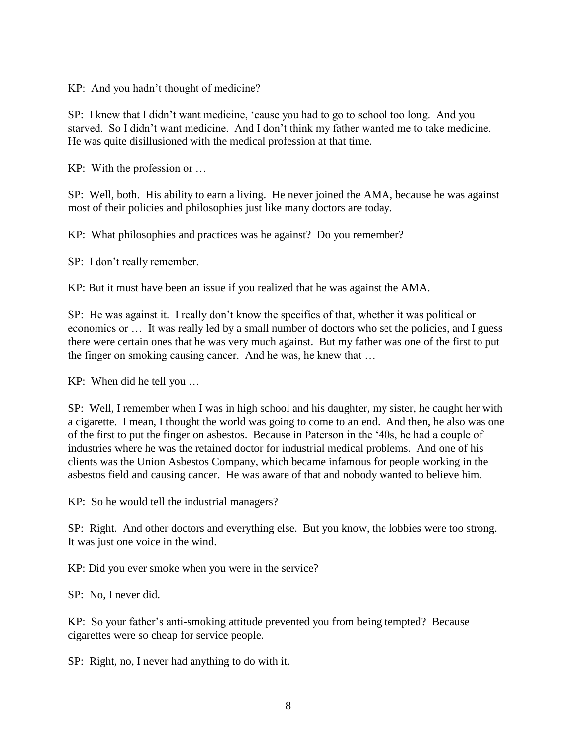KP: And you hadn't thought of medicine?

SP: I knew that I didn't want medicine, 'cause you had to go to school too long. And you starved. So I didn't want medicine. And I don't think my father wanted me to take medicine. He was quite disillusioned with the medical profession at that time.

KP: With the profession or …

SP: Well, both. His ability to earn a living. He never joined the AMA, because he was against most of their policies and philosophies just like many doctors are today.

KP: What philosophies and practices was he against? Do you remember?

SP: I don't really remember.

KP: But it must have been an issue if you realized that he was against the AMA.

SP: He was against it. I really don't know the specifics of that, whether it was political or economics or … It was really led by a small number of doctors who set the policies, and I guess there were certain ones that he was very much against. But my father was one of the first to put the finger on smoking causing cancer. And he was, he knew that …

KP: When did he tell you …

SP: Well, I remember when I was in high school and his daughter, my sister, he caught her with a cigarette. I mean, I thought the world was going to come to an end. And then, he also was one of the first to put the finger on asbestos. Because in Paterson in the '40s, he had a couple of industries where he was the retained doctor for industrial medical problems. And one of his clients was the Union Asbestos Company, which became infamous for people working in the asbestos field and causing cancer. He was aware of that and nobody wanted to believe him.

KP: So he would tell the industrial managers?

SP: Right. And other doctors and everything else. But you know, the lobbies were too strong. It was just one voice in the wind.

KP: Did you ever smoke when you were in the service?

SP: No, I never did.

KP: So your father's anti-smoking attitude prevented you from being tempted? Because cigarettes were so cheap for service people.

SP: Right, no, I never had anything to do with it.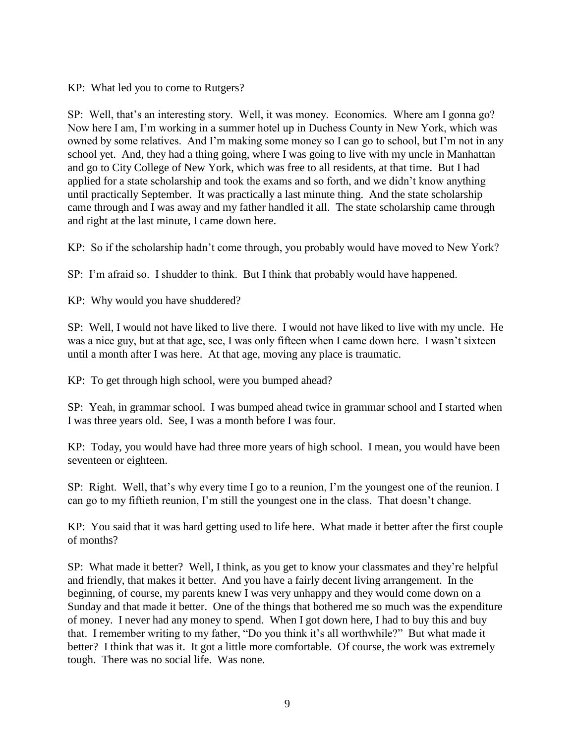KP: What led you to come to Rutgers?

SP: Well, that's an interesting story. Well, it was money. Economics. Where am I gonna go? Now here I am, I'm working in a summer hotel up in Duchess County in New York, which was owned by some relatives. And I'm making some money so I can go to school, but I'm not in any school yet. And, they had a thing going, where I was going to live with my uncle in Manhattan and go to City College of New York, which was free to all residents, at that time. But I had applied for a state scholarship and took the exams and so forth, and we didn't know anything until practically September. It was practically a last minute thing. And the state scholarship came through and I was away and my father handled it all. The state scholarship came through and right at the last minute, I came down here.

KP: So if the scholarship hadn't come through, you probably would have moved to New York?

SP: I'm afraid so. I shudder to think. But I think that probably would have happened.

KP: Why would you have shuddered?

SP: Well, I would not have liked to live there. I would not have liked to live with my uncle. He was a nice guy, but at that age, see, I was only fifteen when I came down here. I wasn't sixteen until a month after I was here. At that age, moving any place is traumatic.

KP: To get through high school, were you bumped ahead?

SP: Yeah, in grammar school. I was bumped ahead twice in grammar school and I started when I was three years old. See, I was a month before I was four.

KP: Today, you would have had three more years of high school. I mean, you would have been seventeen or eighteen.

SP: Right. Well, that's why every time I go to a reunion, I'm the youngest one of the reunion. I can go to my fiftieth reunion, I'm still the youngest one in the class. That doesn't change.

KP: You said that it was hard getting used to life here. What made it better after the first couple of months?

SP: What made it better? Well, I think, as you get to know your classmates and they're helpful and friendly, that makes it better. And you have a fairly decent living arrangement. In the beginning, of course, my parents knew I was very unhappy and they would come down on a Sunday and that made it better. One of the things that bothered me so much was the expenditure of money. I never had any money to spend. When I got down here, I had to buy this and buy that. I remember writing to my father, "Do you think it's all worthwhile?" But what made it better? I think that was it. It got a little more comfortable. Of course, the work was extremely tough. There was no social life. Was none.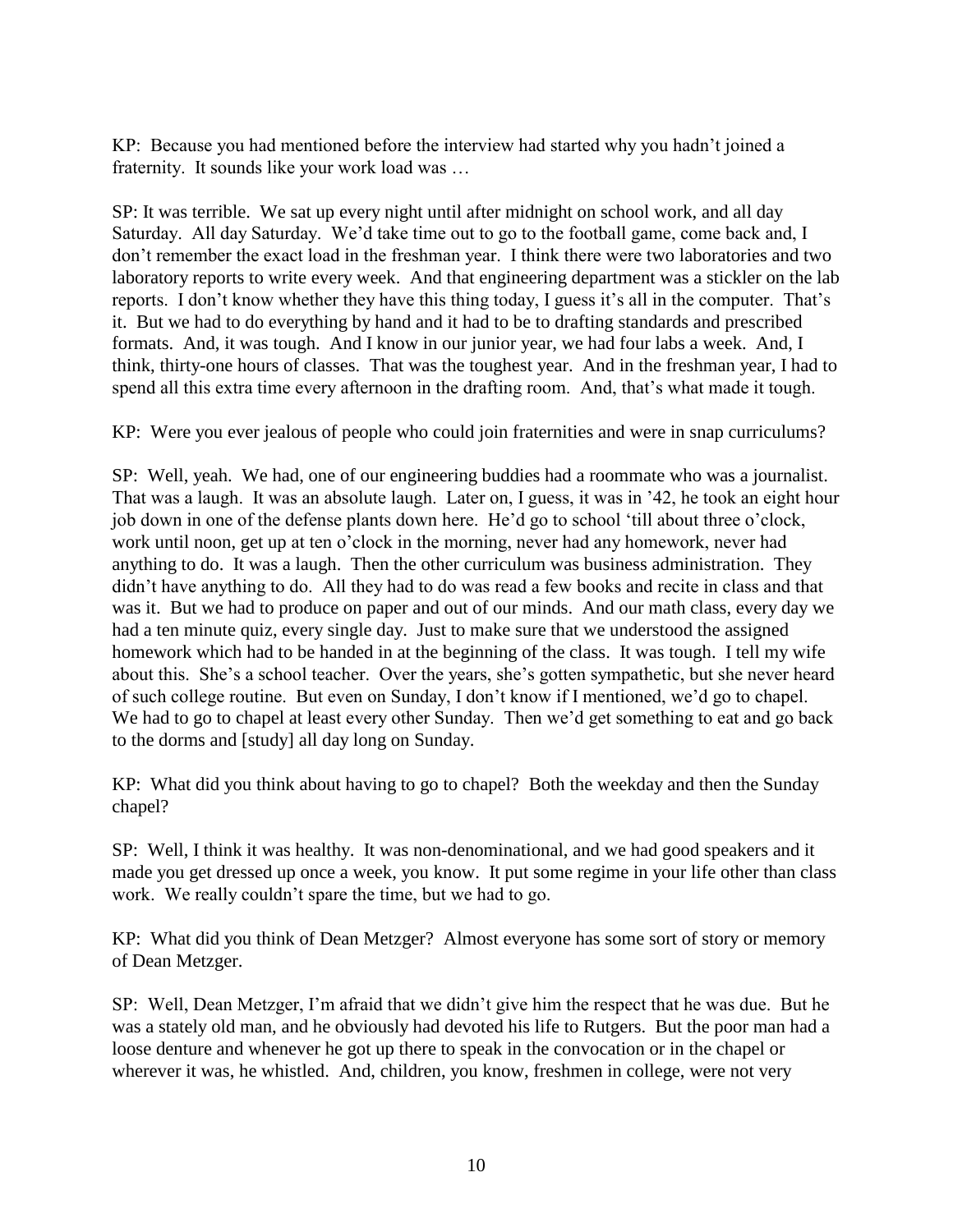KP: Because you had mentioned before the interview had started why you hadn't joined a fraternity. It sounds like your work load was …

SP: It was terrible. We sat up every night until after midnight on school work, and all day Saturday. All day Saturday. We'd take time out to go to the football game, come back and, I don't remember the exact load in the freshman year. I think there were two laboratories and two laboratory reports to write every week. And that engineering department was a stickler on the lab reports. I don't know whether they have this thing today, I guess it's all in the computer. That's it. But we had to do everything by hand and it had to be to drafting standards and prescribed formats. And, it was tough. And I know in our junior year, we had four labs a week. And, I think, thirty-one hours of classes. That was the toughest year. And in the freshman year, I had to spend all this extra time every afternoon in the drafting room. And, that's what made it tough.

KP: Were you ever jealous of people who could join fraternities and were in snap curriculums?

SP: Well, yeah. We had, one of our engineering buddies had a roommate who was a journalist. That was a laugh. It was an absolute laugh. Later on, I guess, it was in '42, he took an eight hour job down in one of the defense plants down here. He'd go to school 'till about three o'clock, work until noon, get up at ten o'clock in the morning, never had any homework, never had anything to do. It was a laugh. Then the other curriculum was business administration. They didn't have anything to do. All they had to do was read a few books and recite in class and that was it. But we had to produce on paper and out of our minds. And our math class, every day we had a ten minute quiz, every single day. Just to make sure that we understood the assigned homework which had to be handed in at the beginning of the class. It was tough. I tell my wife about this. She's a school teacher. Over the years, she's gotten sympathetic, but she never heard of such college routine. But even on Sunday, I don't know if I mentioned, we'd go to chapel. We had to go to chapel at least every other Sunday. Then we'd get something to eat and go back to the dorms and [study] all day long on Sunday.

KP: What did you think about having to go to chapel? Both the weekday and then the Sunday chapel?

SP: Well, I think it was healthy. It was non-denominational, and we had good speakers and it made you get dressed up once a week, you know. It put some regime in your life other than class work. We really couldn't spare the time, but we had to go.

KP: What did you think of Dean Metzger? Almost everyone has some sort of story or memory of Dean Metzger.

SP: Well, Dean Metzger, I'm afraid that we didn't give him the respect that he was due. But he was a stately old man, and he obviously had devoted his life to Rutgers. But the poor man had a loose denture and whenever he got up there to speak in the convocation or in the chapel or wherever it was, he whistled. And, children, you know, freshmen in college, were not very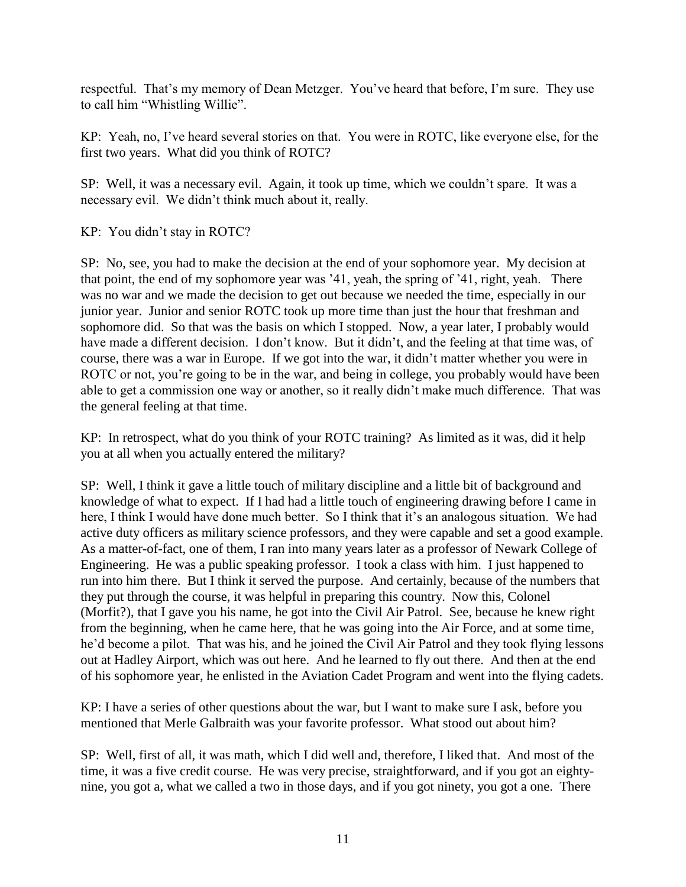respectful. That's my memory of Dean Metzger. You've heard that before, I'm sure. They use to call him "Whistling Willie".

KP: Yeah, no, I've heard several stories on that. You were in ROTC, like everyone else, for the first two years. What did you think of ROTC?

SP: Well, it was a necessary evil. Again, it took up time, which we couldn't spare. It was a necessary evil. We didn't think much about it, really.

KP: You didn't stay in ROTC?

SP: No, see, you had to make the decision at the end of your sophomore year. My decision at that point, the end of my sophomore year was '41, yeah, the spring of '41, right, yeah. There was no war and we made the decision to get out because we needed the time, especially in our junior year. Junior and senior ROTC took up more time than just the hour that freshman and sophomore did. So that was the basis on which I stopped. Now, a year later, I probably would have made a different decision. I don't know. But it didn't, and the feeling at that time was, of course, there was a war in Europe. If we got into the war, it didn't matter whether you were in ROTC or not, you're going to be in the war, and being in college, you probably would have been able to get a commission one way or another, so it really didn't make much difference. That was the general feeling at that time.

KP: In retrospect, what do you think of your ROTC training? As limited as it was, did it help you at all when you actually entered the military?

SP: Well, I think it gave a little touch of military discipline and a little bit of background and knowledge of what to expect. If I had had a little touch of engineering drawing before I came in here, I think I would have done much better. So I think that it's an analogous situation. We had active duty officers as military science professors, and they were capable and set a good example. As a matter-of-fact, one of them, I ran into many years later as a professor of Newark College of Engineering. He was a public speaking professor. I took a class with him. I just happened to run into him there. But I think it served the purpose. And certainly, because of the numbers that they put through the course, it was helpful in preparing this country. Now this, Colonel (Morfit?), that I gave you his name, he got into the Civil Air Patrol. See, because he knew right from the beginning, when he came here, that he was going into the Air Force, and at some time, he'd become a pilot. That was his, and he joined the Civil Air Patrol and they took flying lessons out at Hadley Airport, which was out here. And he learned to fly out there. And then at the end of his sophomore year, he enlisted in the Aviation Cadet Program and went into the flying cadets.

KP: I have a series of other questions about the war, but I want to make sure I ask, before you mentioned that Merle Galbraith was your favorite professor. What stood out about him?

SP: Well, first of all, it was math, which I did well and, therefore, I liked that. And most of the time, it was a five credit course. He was very precise, straightforward, and if you got an eighty-nine, you got a, what we called a two in those days, and if you got ninety, you got a one. There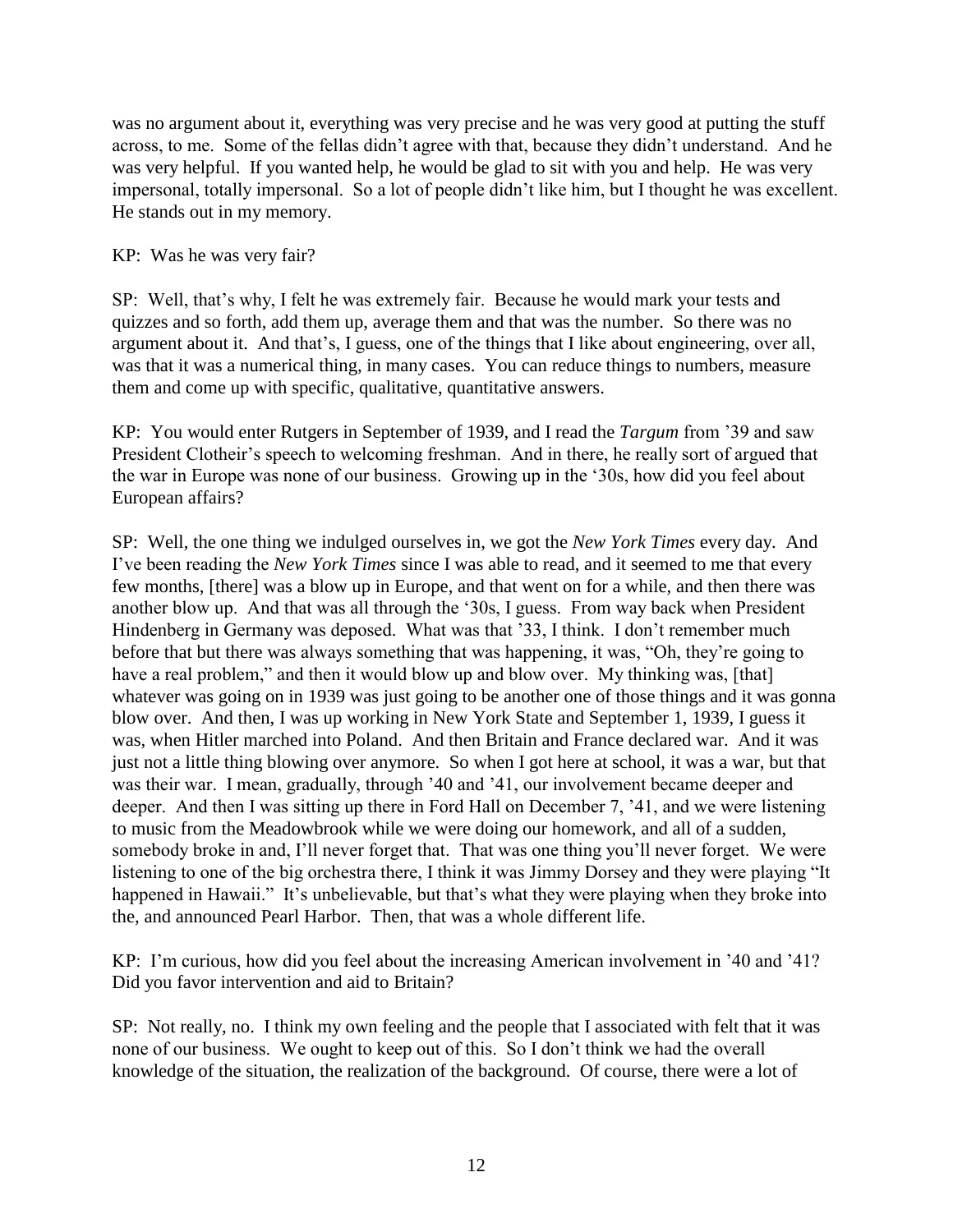was no argument about it, everything was very precise and he was very good at putting the stuff across, to me. Some of the fellas didn't agree with that, because they didn't understand. And he was very helpful. If you wanted help, he would be glad to sit with you and help. He was very impersonal, totally impersonal. So a lot of people didn't like him, but I thought he was excellent. He stands out in my memory.

KP: Was he was very fair?

SP: Well, that's why, I felt he was extremely fair. Because he would mark your tests and quizzes and so forth, add them up, average them and that was the number. So there was no argument about it. And that's, I guess, one of the things that I like about engineering, over all, was that it was a numerical thing, in many cases. You can reduce things to numbers, measure them and come up with specific, qualitative, quantitative answers.

KP: You would enter Rutgers in September of 1939, and I read the *Targum* from '39 and saw President Clotheir's speech to welcoming freshman. And in there, he really sort of argued that the war in Europe was none of our business. Growing up in the '30s, how did you feel about European affairs?

SP: Well, the one thing we indulged ourselves in, we got the *New York Times* every day. And I've been reading the *New York Times* since I was able to read, and it seemed to me that every few months, [there] was a blow up in Europe, and that went on for a while, and then there was another blow up. And that was all through the '30s, I guess. From way back when President Hindenberg in Germany was deposed. What was that '33, I think. I don't remember much before that but there was always something that was happening, it was, "Oh, they're going to have a real problem," and then it would blow up and blow over. My thinking was, [that] whatever was going on in 1939 was just going to be another one of those things and it was gonna blow over. And then, I was up working in New York State and September 1, 1939, I guess it was, when Hitler marched into Poland. And then Britain and France declared war. And it was just not a little thing blowing over anymore. So when I got here at school, it was a war, but that was their war. I mean, gradually, through '40 and '41, our involvement became deeper and deeper. And then I was sitting up there in Ford Hall on December 7, '41, and we were listening to music from the Meadowbrook while we were doing our homework, and all of a sudden, somebody broke in and, I'll never forget that. That was one thing you'll never forget. We were listening to one of the big orchestra there, I think it was Jimmy Dorsey and they were playing "It happened in Hawaii." It's unbelievable, but that's what they were playing when they broke into the, and announced Pearl Harbor. Then, that was a whole different life.

KP: I'm curious, how did you feel about the increasing American involvement in '40 and '41? Did you favor intervention and aid to Britain?

SP: Not really, no. I think my own feeling and the people that I associated with felt that it was none of our business. We ought to keep out of this. So I don't think we had the overall knowledge of the situation, the realization of the background. Of course, there were a lot of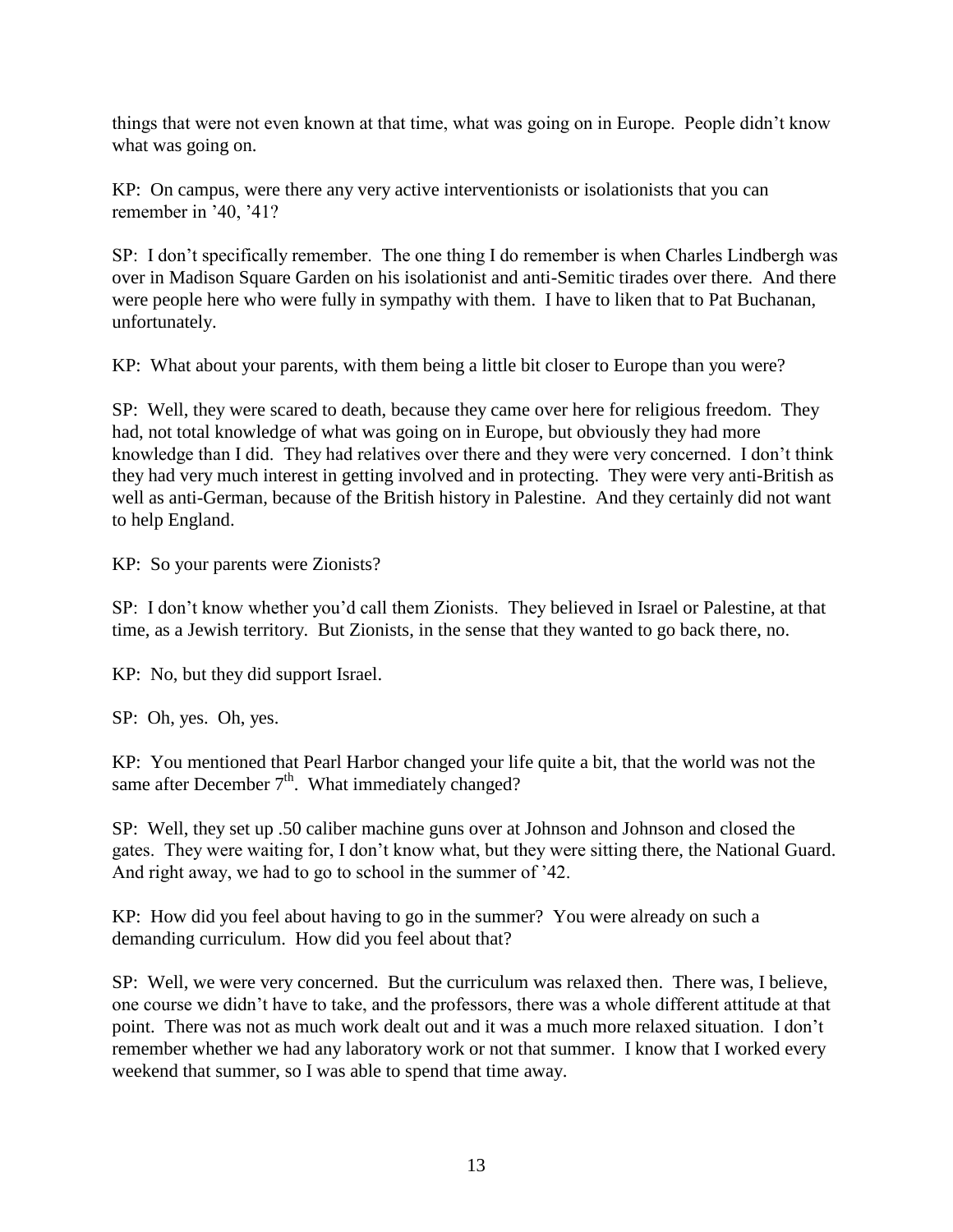things that were not even known at that time, what was going on in Europe. People didn't know what was going on.

KP: On campus, were there any very active interventionists or isolationists that you can remember in '40, '41?

SP: I don't specifically remember. The one thing I do remember is when Charles Lindbergh was over in Madison Square Garden on his isolationist and anti-Semitic tirades over there. And there were people here who were fully in sympathy with them. I have to liken that to Pat Buchanan, unfortunately.

KP: What about your parents, with them being a little bit closer to Europe than you were?

SP: Well, they were scared to death, because they came over here for religious freedom. They had, not total knowledge of what was going on in Europe, but obviously they had more knowledge than I did. They had relatives over there and they were very concerned. I don't think they had very much interest in getting involved and in protecting. They were very anti-British as well as anti-German, because of the British history in Palestine. And they certainly did not want to help England.

KP: So your parents were Zionists?

SP: I don't know whether you'd call them Zionists. They believed in Israel or Palestine, at that time, as a Jewish territory. But Zionists, in the sense that they wanted to go back there, no.

KP: No, but they did support Israel.

SP: Oh, yes. Oh, yes.

KP: You mentioned that Pearl Harbor changed your life quite a bit, that the world was not the same after December 7th. What immediately changed?

SP: Well, they set up .50 caliber machine guns over at Johnson and Johnson and closed the gates. They were waiting for, I don't know what, but they were sitting there, the National Guard. And right away, we had to go to school in the summer of '42.

KP: How did you feel about having to go in the summer? You were already on such a demanding curriculum. How did you feel about that?

SP: Well, we were very concerned. But the curriculum was relaxed then. There was, I believe, one course we didn't have to take, and the professors, there was a whole different attitude at that point. There was not as much work dealt out and it was a much more relaxed situation. I don't remember whether we had any laboratory work or not that summer. I know that I worked every weekend that summer, so I was able to spend that time away.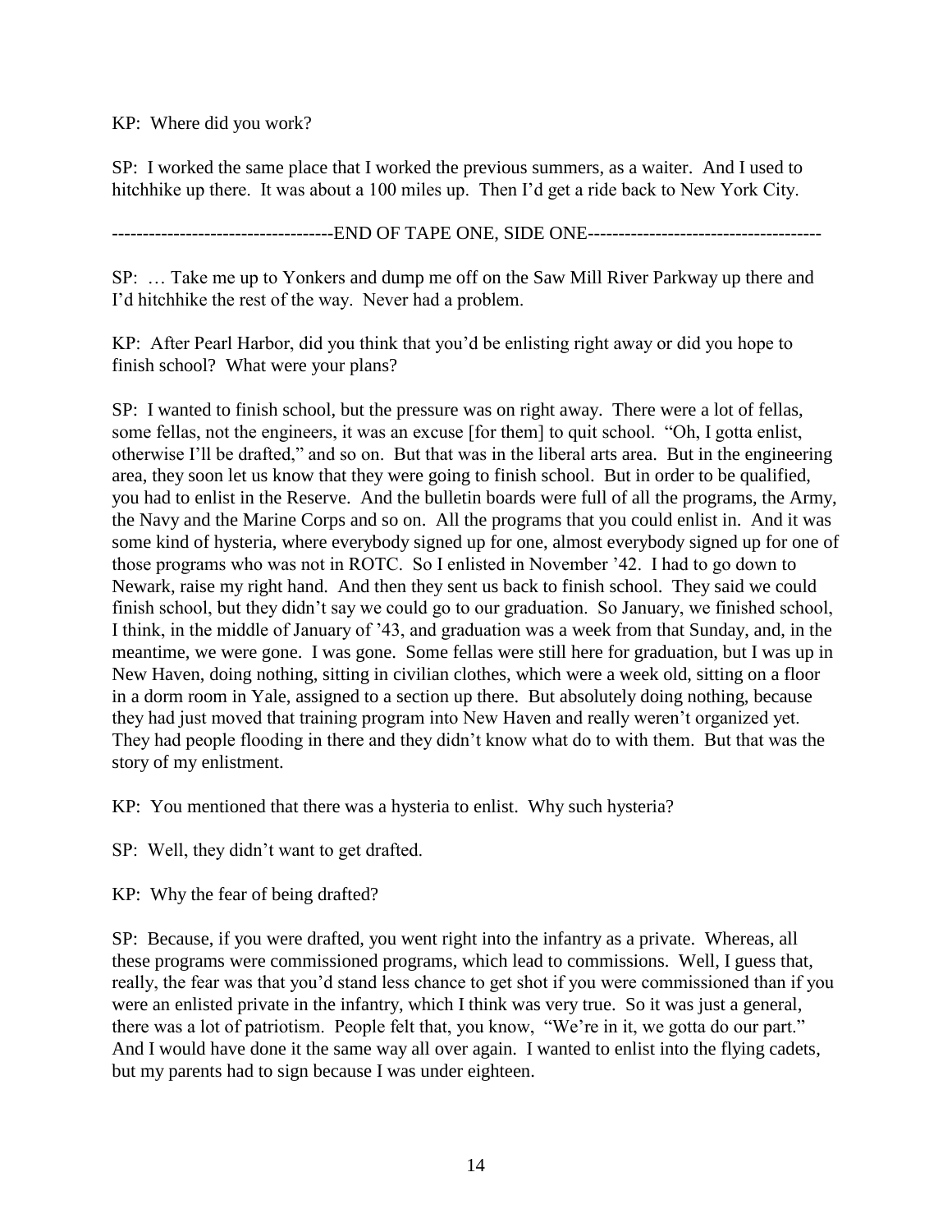KP: Where did you work?

SP: I worked the same place that I worked the previous summers, as a waiter. And I used to hitchhike up there. It was about a 100 miles up. Then I'd get a ride back to New York City.

------------------------------------END OF TAPE ONE, SIDE ONE--------------------------------------

SP: … Take me up to Yonkers and dump me off on the Saw Mill River Parkway up there and I'd hitchhike the rest of the way. Never had a problem.

KP: After Pearl Harbor, did you think that you'd be enlisting right away or did you hope to finish school? What were your plans?

SP: I wanted to finish school, but the pressure was on right away. There were a lot of fellas, some fellas, not the engineers, it was an excuse [for them] to quit school. "Oh, I gotta enlist, otherwise I'll be drafted," and so on. But that was in the liberal arts area. But in the engineering area, they soon let us know that they were going to finish school. But in order to be qualified, you had to enlist in the Reserve. And the bulletin boards were full of all the programs, the Army, the Navy and the Marine Corps and so on. All the programs that you could enlist in. And it was some kind of hysteria, where everybody signed up for one, almost everybody signed up for one of those programs who was not in ROTC. So I enlisted in November '42. I had to go down to Newark, raise my right hand. And then they sent us back to finish school. They said we could finish school, but they didn't say we could go to our graduation. So January, we finished school, I think, in the middle of January of '43, and graduation was a week from that Sunday, and, in the meantime, we were gone. I was gone. Some fellas were still here for graduation, but I was up in New Haven, doing nothing, sitting in civilian clothes, which were a week old, sitting on a floor in a dorm room in Yale, assigned to a section up there. But absolutely doing nothing, because they had just moved that training program into New Haven and really weren't organized yet. They had people flooding in there and they didn't know what do to with them. But that was the story of my enlistment.

KP: You mentioned that there was a hysteria to enlist. Why such hysteria?

SP: Well, they didn't want to get drafted.

KP: Why the fear of being drafted?

SP: Because, if you were drafted, you went right into the infantry as a private. Whereas, all these programs were commissioned programs, which lead to commissions. Well, I guess that, really, the fear was that you'd stand less chance to get shot if you were commissioned than if you were an enlisted private in the infantry, which I think was very true. So it was just a general, there was a lot of patriotism. People felt that, you know, "We're in it, we gotta do our part." And I would have done it the same way all over again. I wanted to enlist into the flying cadets, but my parents had to sign because I was under eighteen.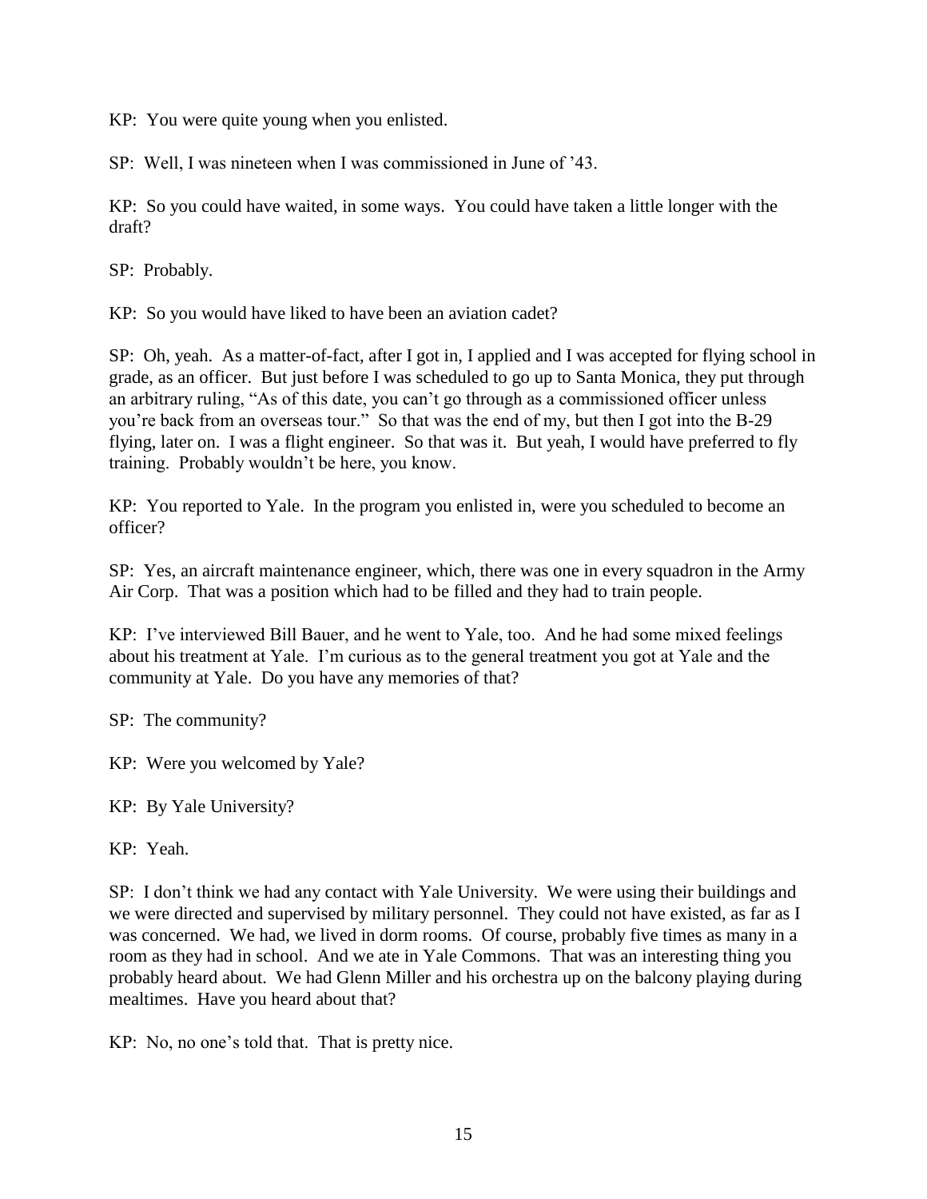KP: You were quite young when you enlisted.

SP: Well, I was nineteen when I was commissioned in June of '43.

KP: So you could have waited, in some ways. You could have taken a little longer with the draft?

SP: Probably.

KP: So you would have liked to have been an aviation cadet?

SP: Oh, yeah. As a matter-of-fact, after I got in, I applied and I was accepted for flying school in grade, as an officer. But just before I was scheduled to go up to Santa Monica, they put through an arbitrary ruling, "As of this date, you can't go through as a commissioned officer unless you're back from an overseas tour." So that was the end of my, but then I got into the B-29 flying, later on. I was a flight engineer. So that was it. But yeah, I would have preferred to fly training. Probably wouldn't be here, you know.

KP: You reported to Yale. In the program you enlisted in, were you scheduled to become an officer?

SP: Yes, an aircraft maintenance engineer, which, there was one in every squadron in the Army Air Corp. That was a position which had to be filled and they had to train people.

KP: I've interviewed Bill Bauer, and he went to Yale, too. And he had some mixed feelings about his treatment at Yale. I'm curious as to the general treatment you got at Yale and the community at Yale. Do you have any memories of that?

SP: The community?

KP: Were you welcomed by Yale?

KP: By Yale University?

KP: Yeah.

SP: I don't think we had any contact with Yale University. We were using their buildings and we were directed and supervised by military personnel. They could not have existed, as far as I was concerned. We had, we lived in dorm rooms. Of course, probably five times as many in a room as they had in school. And we ate in Yale Commons. That was an interesting thing you probably heard about. We had Glenn Miller and his orchestra up on the balcony playing during mealtimes. Have you heard about that?

KP: No, no one's told that. That is pretty nice.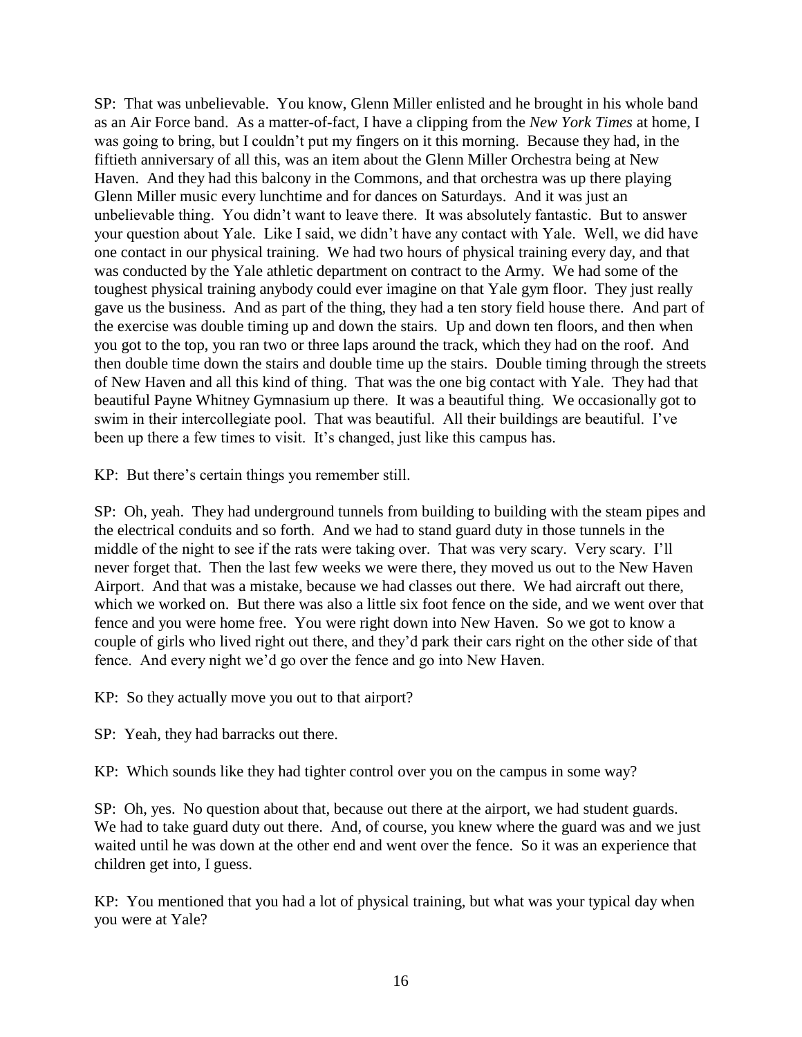SP: That was unbelievable. You know, Glenn Miller enlisted and he brought in his whole band as an Air Force band. As a matter-of-fact, I have a clipping from the *New York Times* at home, I was going to bring, but I couldn't put my fingers on it this morning. Because they had, in the fiftieth anniversary of all this, was an item about the Glenn Miller Orchestra being at New Haven. And they had this balcony in the Commons, and that orchestra was up there playing Glenn Miller music every lunchtime and for dances on Saturdays. And it was just an unbelievable thing. You didn't want to leave there. It was absolutely fantastic. But to answer your question about Yale. Like I said, we didn't have any contact with Yale. Well, we did have one contact in our physical training. We had two hours of physical training every day, and that was conducted by the Yale athletic department on contract to the Army. We had some of the toughest physical training anybody could ever imagine on that Yale gym floor. They just really gave us the business. And as part of the thing, they had a ten story field house there. And part of the exercise was double timing up and down the stairs. Up and down ten floors, and then when you got to the top, you ran two or three laps around the track, which they had on the roof. And then double time down the stairs and double time up the stairs. Double timing through the streets of New Haven and all this kind of thing. That was the one big contact with Yale. They had that beautiful Payne Whitney Gymnasium up there. It was a beautiful thing. We occasionally got to swim in their intercollegiate pool. That was beautiful. All their buildings are beautiful. I've been up there a few times to visit. It's changed, just like this campus has.

KP: But there's certain things you remember still.

SP: Oh, yeah. They had underground tunnels from building to building with the steam pipes and the electrical conduits and so forth. And we had to stand guard duty in those tunnels in the middle of the night to see if the rats were taking over. That was very scary. Very scary. I'll never forget that. Then the last few weeks we were there, they moved us out to the New Haven Airport. And that was a mistake, because we had classes out there. We had aircraft out there, which we worked on. But there was also a little six foot fence on the side, and we went over that fence and you were home free. You were right down into New Haven. So we got to know a couple of girls who lived right out there, and they'd park their cars right on the other side of that fence. And every night we'd go over the fence and go into New Haven.

KP: So they actually move you out to that airport?

SP: Yeah, they had barracks out there.

KP: Which sounds like they had tighter control over you on the campus in some way?

SP: Oh, yes. No question about that, because out there at the airport, we had student guards. We had to take guard duty out there. And, of course, you knew where the guard was and we just waited until he was down at the other end and went over the fence. So it was an experience that children get into, I guess.

KP: You mentioned that you had a lot of physical training, but what was your typical day when you were at Yale?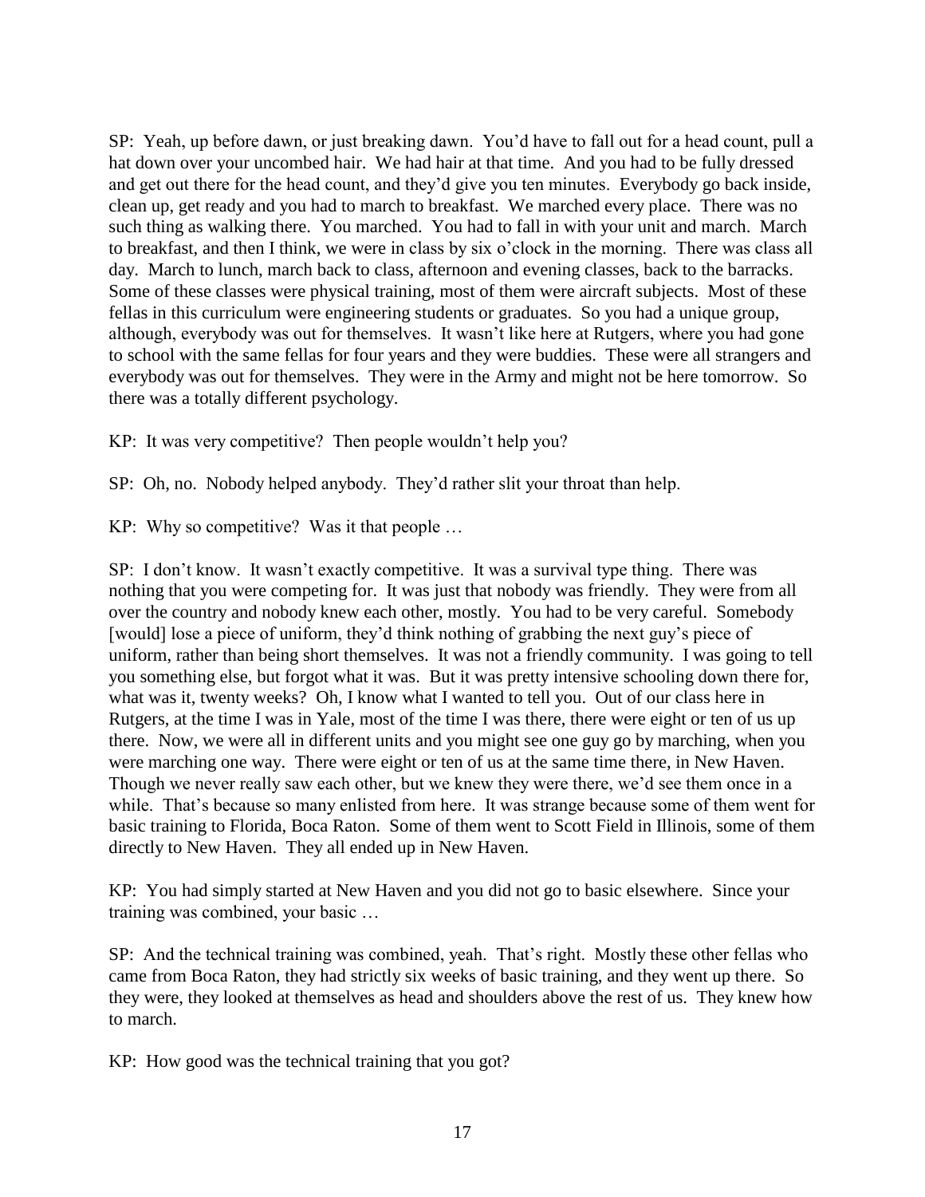SP: Yeah, up before dawn, or just breaking dawn. You'd have to fall out for a head count, pull a hat down over your uncombed hair. We had hair at that time. And you had to be fully dressed and get out there for the head count, and they'd give you ten minutes. Everybody go back inside, clean up, get ready and you had to march to breakfast. We marched every place. There was no such thing as walking there. You marched. You had to fall in with your unit and march. March to breakfast, and then I think, we were in class by six o'clock in the morning. There was class all day. March to lunch, march back to class, afternoon and evening classes, back to the barracks. Some of these classes were physical training, most of them were aircraft subjects. Most of these fellas in this curriculum were engineering students or graduates. So you had a unique group, although, everybody was out for themselves. It wasn't like here at Rutgers, where you had gone to school with the same fellas for four years and they were buddies. These were all strangers and everybody was out for themselves. They were in the Army and might not be here tomorrow. So there was a totally different psychology.

KP: It was very competitive? Then people wouldn't help you?

SP: Oh, no. Nobody helped anybody. They'd rather slit your throat than help.

KP: Why so competitive? Was it that people …

SP: I don't know. It wasn't exactly competitive. It was a survival type thing. There was nothing that you were competing for. It was just that nobody was friendly. They were from all over the country and nobody knew each other, mostly. You had to be very careful. Somebody [would] lose a piece of uniform, they'd think nothing of grabbing the next guy's piece of uniform, rather than being short themselves. It was not a friendly community. I was going to tell you something else, but forgot what it was. But it was pretty intensive schooling down there for, what was it, twenty weeks? Oh, I know what I wanted to tell you. Out of our class here in Rutgers, at the time I was in Yale, most of the time I was there, there were eight or ten of us up there. Now, we were all in different units and you might see one guy go by marching, when you were marching one way. There were eight or ten of us at the same time there, in New Haven. Though we never really saw each other, but we knew they were there, we'd see them once in a while. That's because so many enlisted from here. It was strange because some of them went for basic training to Florida, Boca Raton. Some of them went to Scott Field in Illinois, some of them directly to New Haven. They all ended up in New Haven.

KP: You had simply started at New Haven and you did not go to basic elsewhere. Since your training was combined, your basic …

SP: And the technical training was combined, yeah. That's right. Mostly these other fellas who came from Boca Raton, they had strictly six weeks of basic training, and they went up there. So they were, they looked at themselves as head and shoulders above the rest of us. They knew how to march.

KP: How good was the technical training that you got?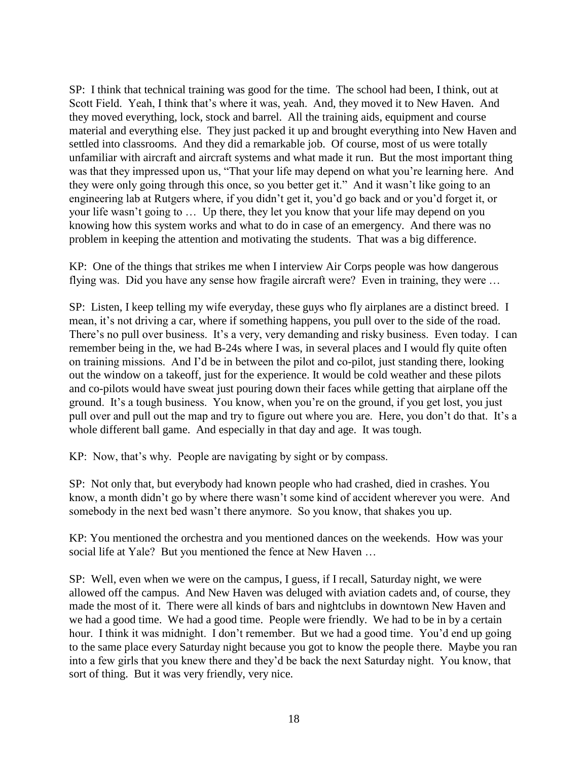SP: I think that technical training was good for the time. The school had been, I think, out at Scott Field. Yeah, I think that's where it was, yeah. And, they moved it to New Haven. And they moved everything, lock, stock and barrel. All the training aids, equipment and course material and everything else. They just packed it up and brought everything into New Haven and settled into classrooms. And they did a remarkable job. Of course, most of us were totally unfamiliar with aircraft and aircraft systems and what made it run. But the most important thing was that they impressed upon us, "That your life may depend on what you're learning here. And they were only going through this once, so you better get it." And it wasn't like going to an engineering lab at Rutgers where, if you didn't get it, you'd go back and or you'd forget it, or your life wasn't going to … Up there, they let you know that your life may depend on you knowing how this system works and what to do in case of an emergency. And there was no problem in keeping the attention and motivating the students. That was a big difference.

KP: One of the things that strikes me when I interview Air Corps people was how dangerous flying was. Did you have any sense how fragile aircraft were? Even in training, they were …

SP: Listen, I keep telling my wife everyday, these guys who fly airplanes are a distinct breed. I mean, it's not driving a car, where if something happens, you pull over to the side of the road. There's no pull over business. It's a very, very demanding and risky business. Even today. I can remember being in the, we had B-24s where I was, in several places and I would fly quite often on training missions. And I'd be in between the pilot and co-pilot, just standing there, looking out the window on a takeoff, just for the experience. It would be cold weather and these pilots and co-pilots would have sweat just pouring down their faces while getting that airplane off the ground. It's a tough business. You know, when you're on the ground, if you get lost, you just pull over and pull out the map and try to figure out where you are. Here, you don't do that. It's a whole different ball game. And especially in that day and age. It was tough.

KP: Now, that's why. People are navigating by sight or by compass.

SP: Not only that, but everybody had known people who had crashed, died in crashes. You know, a month didn't go by where there wasn't some kind of accident wherever you were. And somebody in the next bed wasn't there anymore. So you know, that shakes you up.

KP: You mentioned the orchestra and you mentioned dances on the weekends. How was your social life at Yale? But you mentioned the fence at New Haven …

SP: Well, even when we were on the campus, I guess, if I recall, Saturday night, we were allowed off the campus. And New Haven was deluged with aviation cadets and, of course, they made the most of it. There were all kinds of bars and nightclubs in downtown New Haven and we had a good time. We had a good time. People were friendly. We had to be in by a certain hour. I think it was midnight. I don't remember. But we had a good time. You'd end up going to the same place every Saturday night because you got to know the people there. Maybe you ran into a few girls that you knew there and they'd be back the next Saturday night. You know, that sort of thing. But it was very friendly, very nice.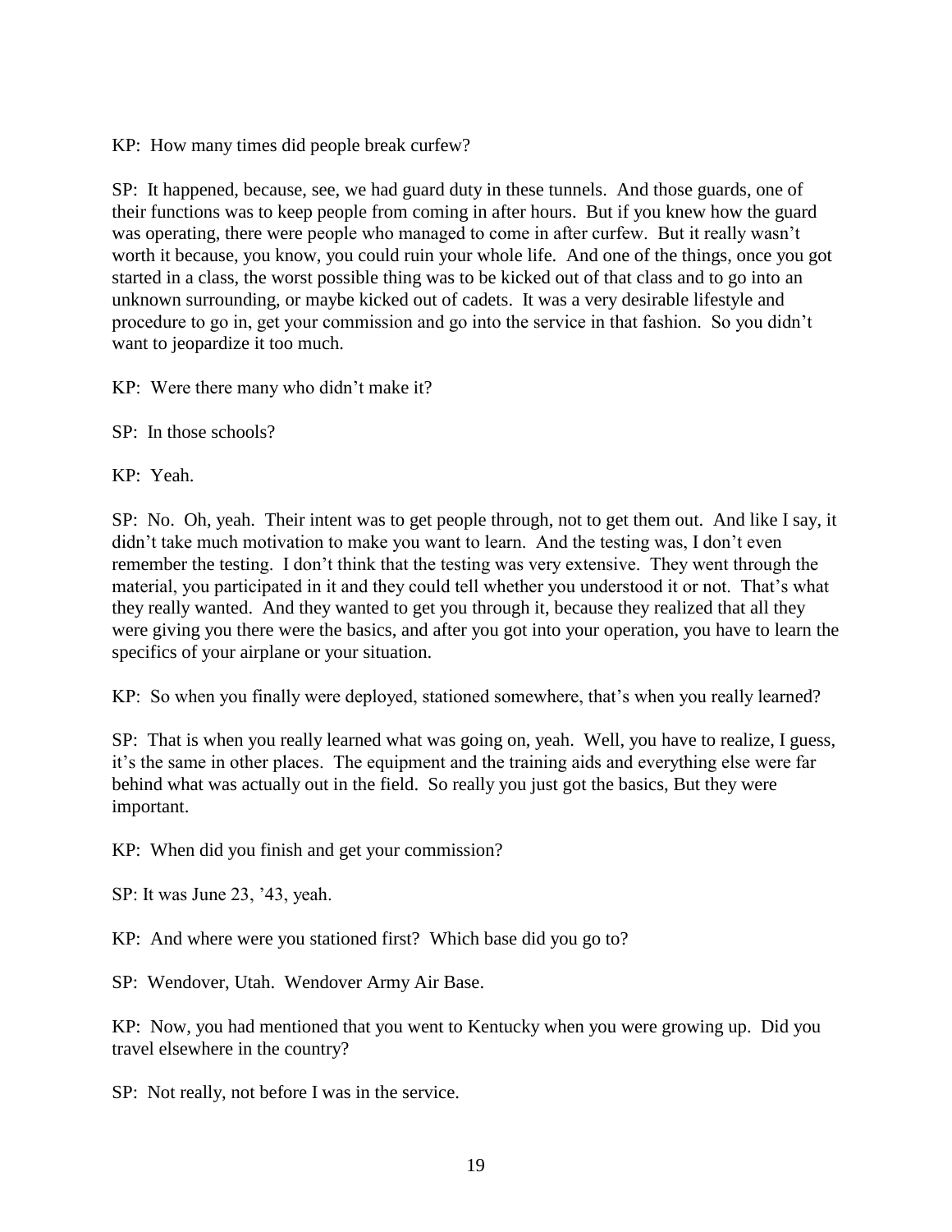KP: How many times did people break curfew?

SP: It happened, because, see, we had guard duty in these tunnels. And those guards, one of their functions was to keep people from coming in after hours. But if you knew how the guard was operating, there were people who managed to come in after curfew. But it really wasn't worth it because, you know, you could ruin your whole life. And one of the things, once you got started in a class, the worst possible thing was to be kicked out of that class and to go into an unknown surrounding, or maybe kicked out of cadets. It was a very desirable lifestyle and procedure to go in, get your commission and go into the service in that fashion. So you didn't want to jeopardize it too much.

KP: Were there many who didn't make it?

SP: In those schools?

KP: Yeah.

SP: No. Oh, yeah. Their intent was to get people through, not to get them out. And like I say, it didn't take much motivation to make you want to learn. And the testing was, I don't even remember the testing. I don't think that the testing was very extensive. They went through the material, you participated in it and they could tell whether you understood it or not. That's what they really wanted. And they wanted to get you through it, because they realized that all they were giving you there were the basics, and after you got into your operation, you have to learn the specifics of your airplane or your situation.

KP: So when you finally were deployed, stationed somewhere, that's when you really learned?

SP: That is when you really learned what was going on, yeah. Well, you have to realize, I guess, it's the same in other places. The equipment and the training aids and everything else were far behind what was actually out in the field. So really you just got the basics, But they were important.

KP: When did you finish and get your commission?

SP: It was June 23, '43, yeah.

KP: And where were you stationed first? Which base did you go to?

SP: Wendover, Utah. Wendover Army Air Base.

KP: Now, you had mentioned that you went to Kentucky when you were growing up. Did you travel elsewhere in the country?

SP: Not really, not before I was in the service.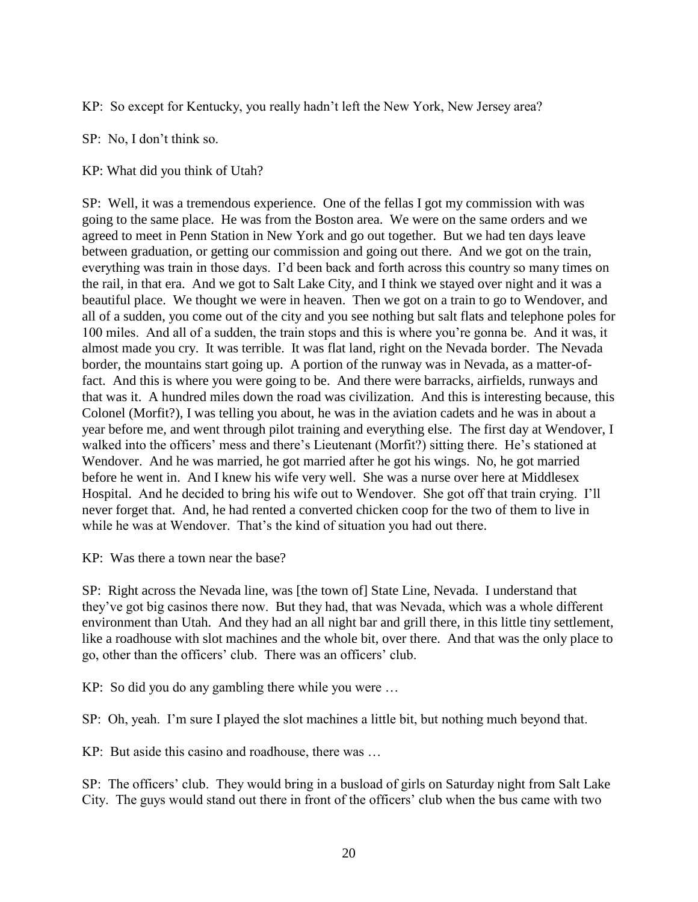KP: So except for Kentucky, you really hadn't left the New York, New Jersey area?

SP: No, I don't think so.

KP: What did you think of Utah?

SP: Well, it was a tremendous experience. One of the fellas I got my commission with was going to the same place. He was from the Boston area. We were on the same orders and we agreed to meet in Penn Station in New York and go out together. But we had ten days leave between graduation, or getting our commission and going out there. And we got on the train, everything was train in those days. I'd been back and forth across this country so many times on the rail, in that era. And we got to Salt Lake City, and I think we stayed over night and it was a beautiful place. We thought we were in heaven. Then we got on a train to go to Wendover, and all of a sudden, you come out of the city and you see nothing but salt flats and telephone poles for 100 miles. And all of a sudden, the train stops and this is where you're gonna be. And it was, it almost made you cry. It was terrible. It was flat land, right on the Nevada border. The Nevada border, the mountains start going up. A portion of the runway was in Nevada, as a matter-of-fact. And this is where you were going to be. And there were barracks, airfields, runways and that was it. A hundred miles down the road was civilization. And this is interesting because, this Colonel (Morfit?), I was telling you about, he was in the aviation cadets and he was in about a year before me, and went through pilot training and everything else. The first day at Wendover, I walked into the officers' mess and there's Lieutenant (Morfit?) sitting there. He's stationed at Wendover. And he was married, he got married after he got his wings. No, he got married before he went in. And I knew his wife very well. She was a nurse over here at Middlesex Hospital. And he decided to bring his wife out to Wendover. She got off that train crying. I'll never forget that. And, he had rented a converted chicken coop for the two of them to live in while he was at Wendover. That's the kind of situation you had out there.

KP: Was there a town near the base?

SP: Right across the Nevada line, was [the town of] State Line, Nevada. I understand that they've got big casinos there now. But they had, that was Nevada, which was a whole different environment than Utah. And they had an all night bar and grill there, in this little tiny settlement, like a roadhouse with slot machines and the whole bit, over there. And that was the only place to go, other than the officers' club. There was an officers' club.

KP: So did you do any gambling there while you were …

SP: Oh, yeah. I'm sure I played the slot machines a little bit, but nothing much beyond that.

KP: But aside this casino and roadhouse, there was …

SP: The officers' club. They would bring in a busload of girls on Saturday night from Salt Lake City. The guys would stand out there in front of the officers' club when the bus came with two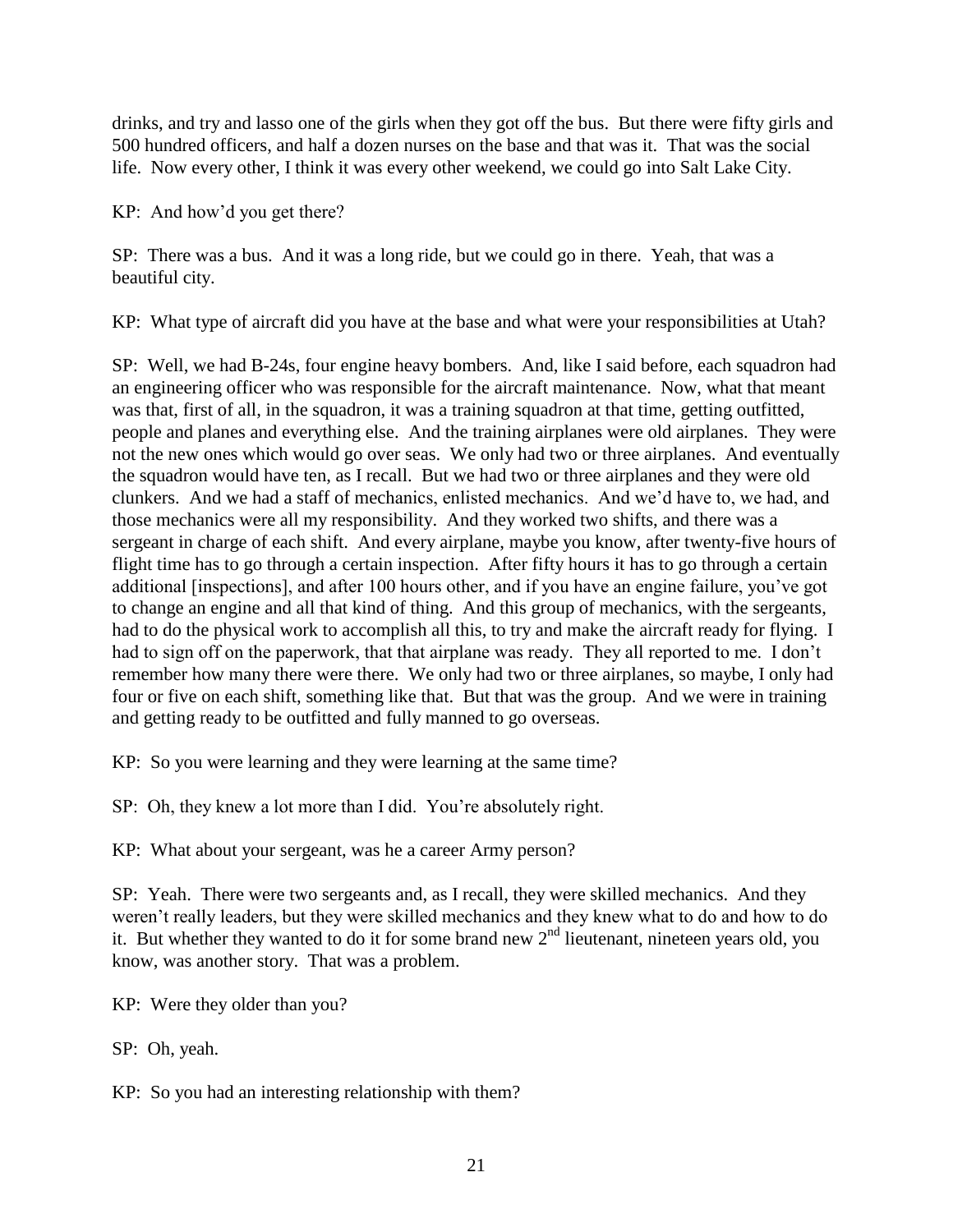drinks, and try and lasso one of the girls when they got off the bus. But there were fifty girls and 500 hundred officers, and half a dozen nurses on the base and that was it. That was the social life. Now every other, I think it was every other weekend, we could go into Salt Lake City.

KP: And how'd you get there?

SP: There was a bus. And it was a long ride, but we could go in there. Yeah, that was a beautiful city.

KP: What type of aircraft did you have at the base and what were your responsibilities at Utah?

SP: Well, we had B-24s, four engine heavy bombers. And, like I said before, each squadron had an engineering officer who was responsible for the aircraft maintenance. Now, what that meant was that, first of all, in the squadron, it was a training squadron at that time, getting outfitted, people and planes and everything else. And the training airplanes were old airplanes. They were not the new ones which would go over seas. We only had two or three airplanes. And eventually the squadron would have ten, as I recall. But we had two or three airplanes and they were old clunkers. And we had a staff of mechanics, enlisted mechanics. And we'd have to, we had, and those mechanics were all my responsibility. And they worked two shifts, and there was a sergeant in charge of each shift. And every airplane, maybe you know, after twenty-five hours of flight time has to go through a certain inspection. After fifty hours it has to go through a certain additional [inspections], and after 100 hours other, and if you have an engine failure, you've got to change an engine and all that kind of thing. And this group of mechanics, with the sergeants, had to do the physical work to accomplish all this, to try and make the aircraft ready for flying. I had to sign off on the paperwork, that that airplane was ready. They all reported to me. I don't remember how many there were there. We only had two or three airplanes, so maybe, I only had four or five on each shift, something like that. But that was the group. And we were in training and getting ready to be outfitted and fully manned to go overseas.

KP: So you were learning and they were learning at the same time?

SP: Oh, they knew a lot more than I did. You're absolutely right.

KP: What about your sergeant, was he a career Army person?

SP: Yeah. There were two sergeants and, as I recall, they were skilled mechanics. And they weren't really leaders, but they were skilled mechanics and they knew what to do and how to do it. But whether they wanted to do it for some brand new 2nd lieutenant, nineteen years old, you know, was another story. That was a problem.

KP: Were they older than you?

SP: Oh, yeah.

KP: So you had an interesting relationship with them?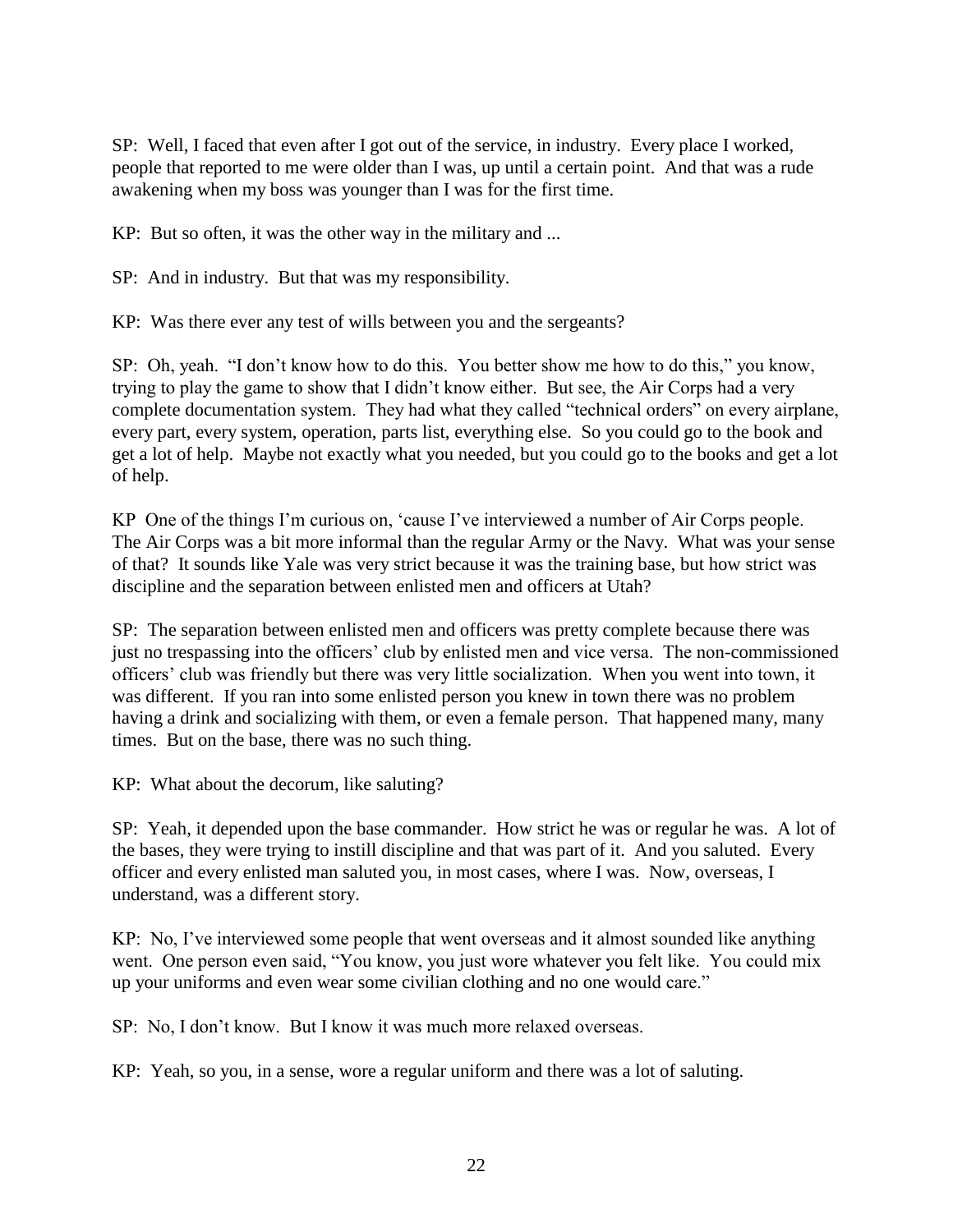SP: Well, I faced that even after I got out of the service, in industry. Every place I worked, people that reported to me were older than I was, up until a certain point. And that was a rude awakening when my boss was younger than I was for the first time.

KP: But so often, it was the other way in the military and ...

SP: And in industry. But that was my responsibility.

KP: Was there ever any test of wills between you and the sergeants?

SP: Oh, yeah. "I don't know how to do this. You better show me how to do this," you know, trying to play the game to show that I didn't know either. But see, the Air Corps had a very complete documentation system. They had what they called "technical orders" on every airplane, every part, every system, operation, parts list, everything else. So you could go to the book and get a lot of help. Maybe not exactly what you needed, but you could go to the books and get a lot of help.

KP One of the things I'm curious on, 'cause I've interviewed a number of Air Corps people. The Air Corps was a bit more informal than the regular Army or the Navy. What was your sense of that? It sounds like Yale was very strict because it was the training base, but how strict was discipline and the separation between enlisted men and officers at Utah?

SP: The separation between enlisted men and officers was pretty complete because there was just no trespassing into the officers' club by enlisted men and vice versa. The non-commissioned officers' club was friendly but there was very little socialization. When you went into town, it was different. If you ran into some enlisted person you knew in town there was no problem having a drink and socializing with them, or even a female person. That happened many, many times. But on the base, there was no such thing.

KP: What about the decorum, like saluting?

SP: Yeah, it depended upon the base commander. How strict he was or regular he was. A lot of the bases, they were trying to instill discipline and that was part of it. And you saluted. Every officer and every enlisted man saluted you, in most cases, where I was. Now, overseas, I understand, was a different story.

KP: No, I've interviewed some people that went overseas and it almost sounded like anything went. One person even said, "You know, you just wore whatever you felt like. You could mix up your uniforms and even wear some civilian clothing and no one would care."

SP: No, I don't know. But I know it was much more relaxed overseas.

KP: Yeah, so you, in a sense, wore a regular uniform and there was a lot of saluting.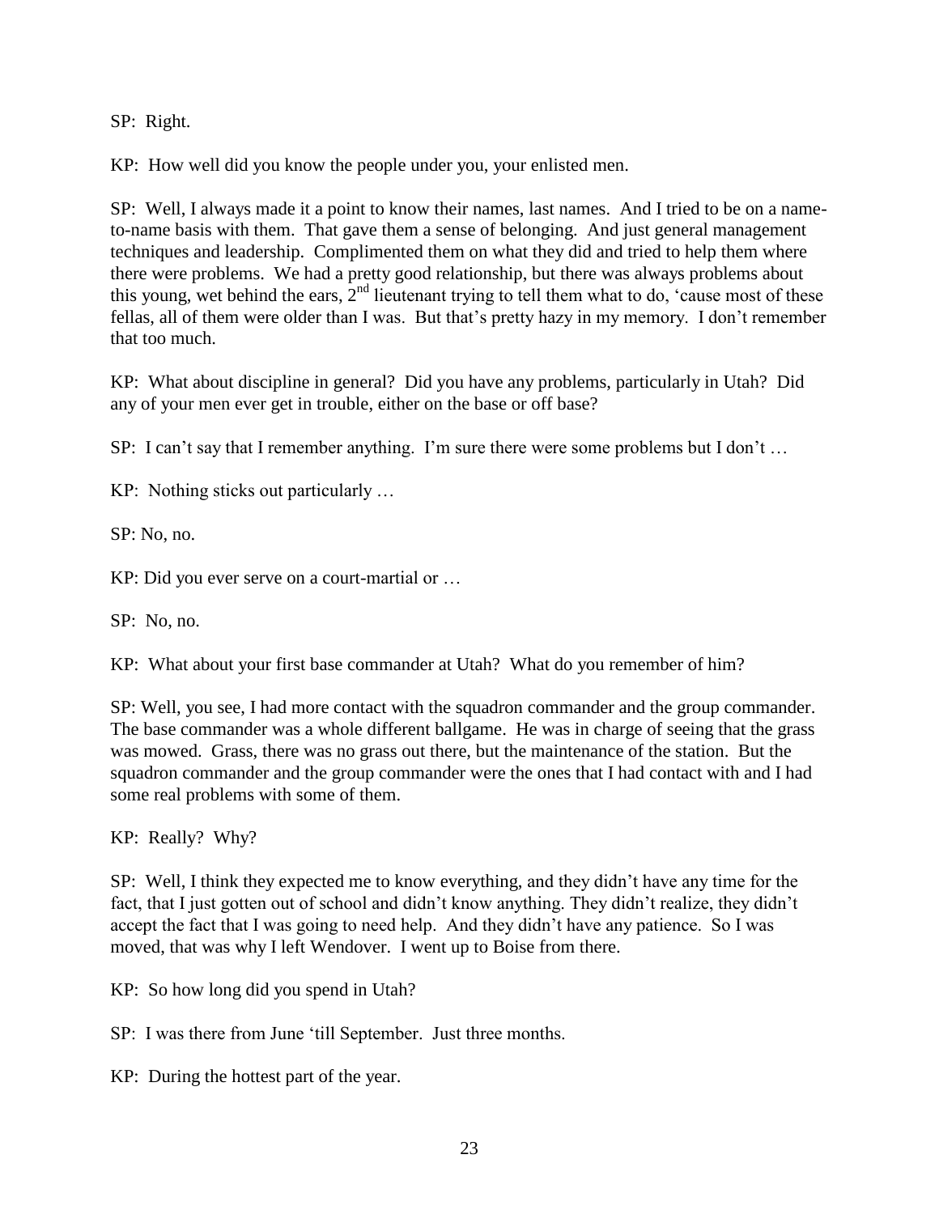SP: Right.

KP: How well did you know the people under you, your enlisted men.

SP: Well, I always made it a point to know their names, last names. And I tried to be on a name-to-name basis with them. That gave them a sense of belonging. And just general management techniques and leadership. Complimented them on what they did and tried to help them where there were problems. We had a pretty good relationship, but there was always problems about this young, wet behind the ears, 2nd lieutenant trying to tell them what to do, 'cause most of these fellas, all of them were older than I was. But that's pretty hazy in my memory. I don't remember that too much.

KP: What about discipline in general? Did you have any problems, particularly in Utah? Did any of your men ever get in trouble, either on the base or off base?

SP: I can't say that I remember anything. I'm sure there were some problems but I don't …

KP: Nothing sticks out particularly …

SP: No, no.

KP: Did you ever serve on a court-martial or …

SP: No, no.

KP: What about your first base commander at Utah? What do you remember of him?

SP: Well, you see, I had more contact with the squadron commander and the group commander. The base commander was a whole different ballgame. He was in charge of seeing that the grass was mowed. Grass, there was no grass out there, but the maintenance of the station. But the squadron commander and the group commander were the ones that I had contact with and I had some real problems with some of them.

KP: Really? Why?

SP: Well, I think they expected me to know everything, and they didn't have any time for the fact, that I just gotten out of school and didn't know anything. They didn't realize, they didn't accept the fact that I was going to need help. And they didn't have any patience. So I was moved, that was why I left Wendover. I went up to Boise from there.

KP: So how long did you spend in Utah?

SP: I was there from June 'till September. Just three months.

KP: During the hottest part of the year.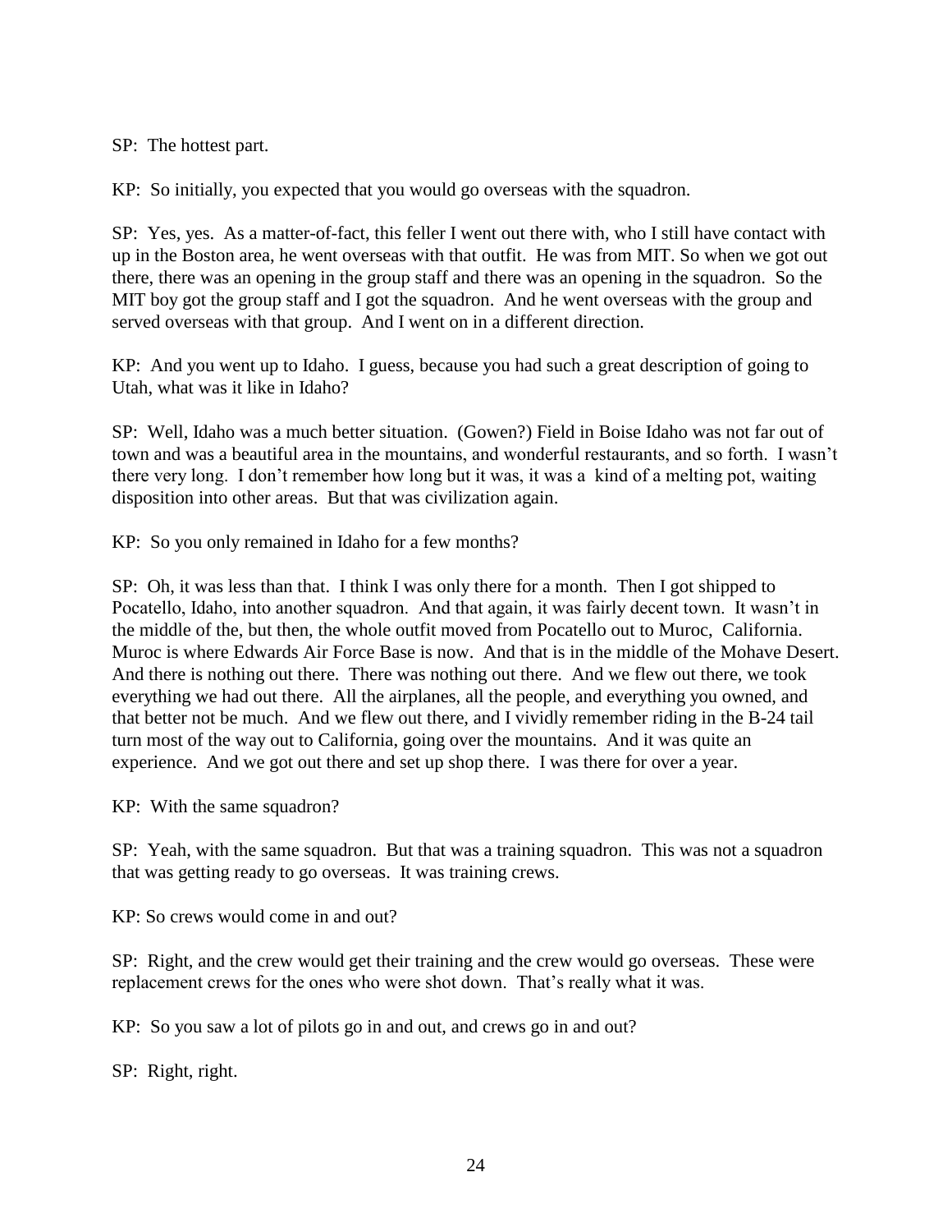SP: The hottest part.

KP: So initially, you expected that you would go overseas with the squadron.

SP: Yes, yes. As a matter-of-fact, this feller I went out there with, who I still have contact with up in the Boston area, he went overseas with that outfit. He was from MIT. So when we got out there, there was an opening in the group staff and there was an opening in the squadron. So the MIT boy got the group staff and I got the squadron. And he went overseas with the group and served overseas with that group. And I went on in a different direction.

KP: And you went up to Idaho. I guess, because you had such a great description of going to Utah, what was it like in Idaho?

SP: Well, Idaho was a much better situation. (Gowen?) Field in Boise Idaho was not far out of town and was a beautiful area in the mountains, and wonderful restaurants, and so forth. I wasn't there very long. I don't remember how long but it was, it was a kind of a melting pot, waiting disposition into other areas. But that was civilization again.

KP: So you only remained in Idaho for a few months?

SP: Oh, it was less than that. I think I was only there for a month. Then I got shipped to Pocatello, Idaho, into another squadron. And that again, it was fairly decent town. It wasn't in the middle of the, but then, the whole outfit moved from Pocatello out to Muroc, California. Muroc is where Edwards Air Force Base is now. And that is in the middle of the Mohave Desert. And there is nothing out there. There was nothing out there. And we flew out there, we took everything we had out there. All the airplanes, all the people, and everything you owned, and that better not be much. And we flew out there, and I vividly remember riding in the B-24 tail turn most of the way out to California, going over the mountains. And it was quite an experience. And we got out there and set up shop there. I was there for over a year.

KP: With the same squadron?

SP: Yeah, with the same squadron. But that was a training squadron. This was not a squadron that was getting ready to go overseas. It was training crews.

KP: So crews would come in and out?

SP: Right, and the crew would get their training and the crew would go overseas. These were replacement crews for the ones who were shot down. That's really what it was.

KP: So you saw a lot of pilots go in and out, and crews go in and out?

SP: Right, right.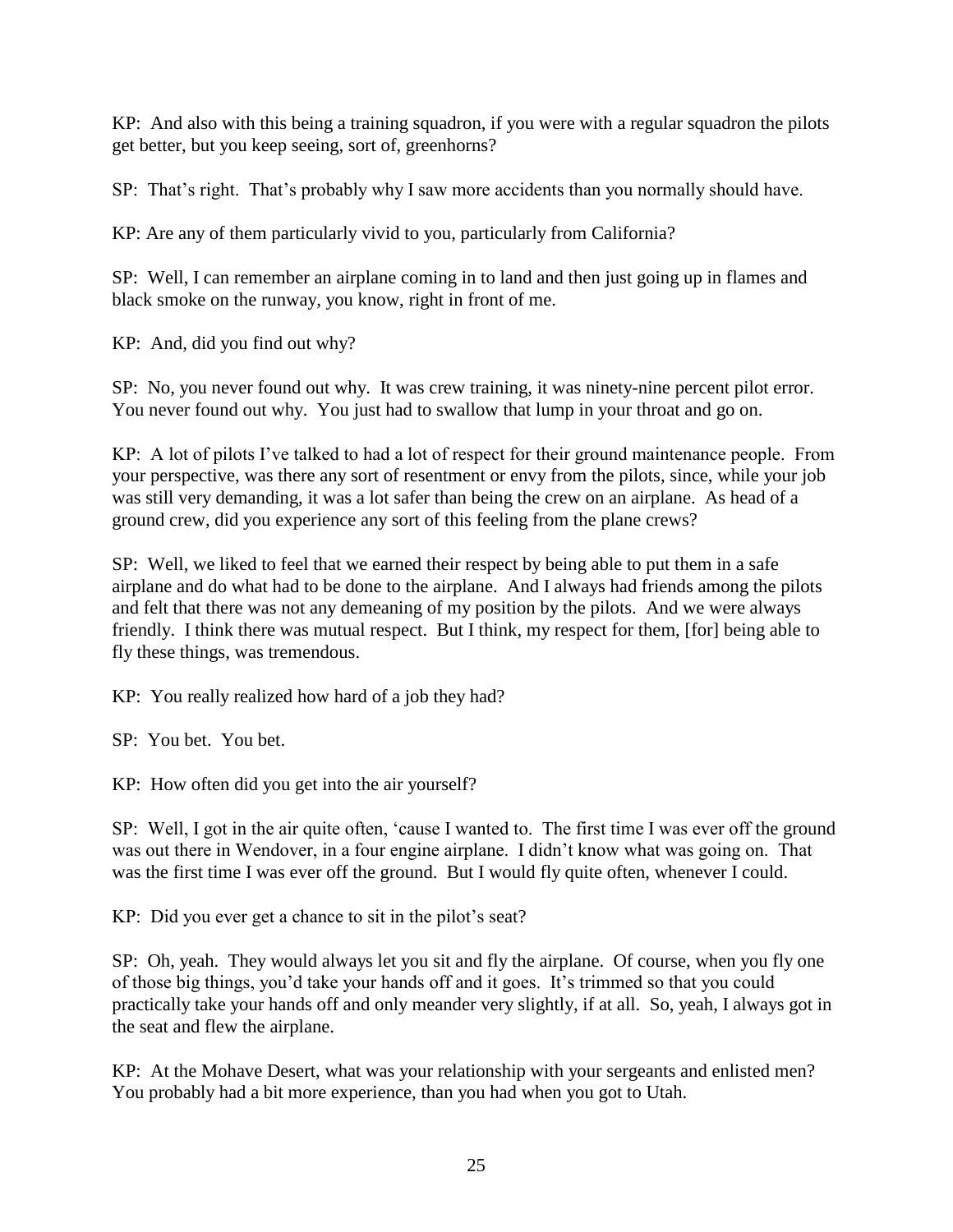KP: And also with this being a training squadron, if you were with a regular squadron the pilots get better, but you keep seeing, sort of, greenhorns?

SP: That's right. That's probably why I saw more accidents than you normally should have.

KP: Are any of them particularly vivid to you, particularly from California?

SP: Well, I can remember an airplane coming in to land and then just going up in flames and black smoke on the runway, you know, right in front of me.

KP: And, did you find out why?

SP: No, you never found out why. It was crew training, it was ninety-nine percent pilot error. You never found out why. You just had to swallow that lump in your throat and go on.

KP: A lot of pilots I've talked to had a lot of respect for their ground maintenance people. From your perspective, was there any sort of resentment or envy from the pilots, since, while your job was still very demanding, it was a lot safer than being the crew on an airplane. As head of a ground crew, did you experience any sort of this feeling from the plane crews?

SP: Well, we liked to feel that we earned their respect by being able to put them in a safe airplane and do what had to be done to the airplane. And I always had friends among the pilots and felt that there was not any demeaning of my position by the pilots. And we were always friendly. I think there was mutual respect. But I think, my respect for them, [for] being able to fly these things, was tremendous.

KP: You really realized how hard of a job they had?

SP: You bet. You bet.

KP: How often did you get into the air yourself?

SP: Well, I got in the air quite often, 'cause I wanted to. The first time I was ever off the ground was out there in Wendover, in a four engine airplane. I didn't know what was going on. That was the first time I was ever off the ground. But I would fly quite often, whenever I could.

KP: Did you ever get a chance to sit in the pilot's seat?

SP: Oh, yeah. They would always let you sit and fly the airplane. Of course, when you fly one of those big things, you'd take your hands off and it goes. It's trimmed so that you could practically take your hands off and only meander very slightly, if at all. So, yeah, I always got in the seat and flew the airplane.

KP: At the Mohave Desert, what was your relationship with your sergeants and enlisted men? You probably had a bit more experience, than you had when you got to Utah.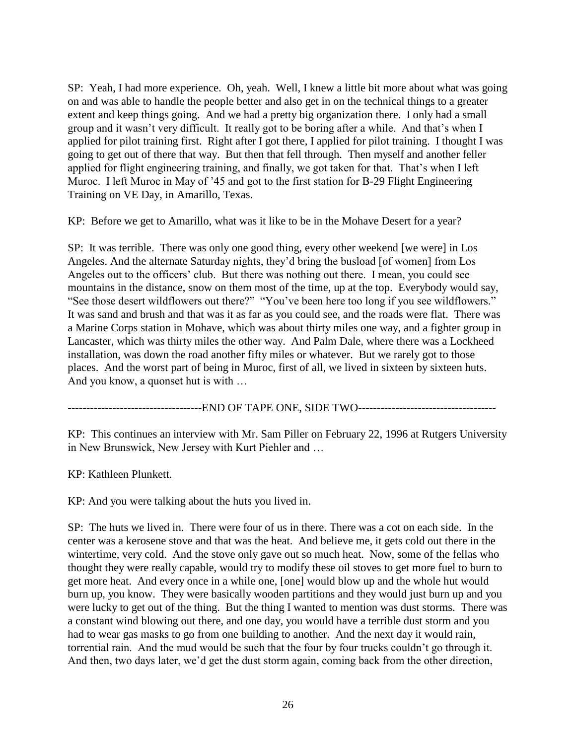SP: Yeah, I had more experience. Oh, yeah. Well, I knew a little bit more about what was going on and was able to handle the people better and also get in on the technical things to a greater extent and keep things going. And we had a pretty big organization there. I only had a small group and it wasn't very difficult. It really got to be boring after a while. And that's when I applied for pilot training first. Right after I got there, I applied for pilot training. I thought I was going to get out of there that way. But then that fell through. Then myself and another feller applied for flight engineering training, and finally, we got taken for that. That's when I left Muroc. I left Muroc in May of '45 and got to the first station for B-29 Flight Engineering Training on VE Day, in Amarillo, Texas.

KP: Before we get to Amarillo, what was it like to be in the Mohave Desert for a year?

SP: It was terrible. There was only one good thing, every other weekend [we were] in Los Angeles. And the alternate Saturday nights, they'd bring the busload [of women] from Los Angeles out to the officers' club. But there was nothing out there. I mean, you could see mountains in the distance, snow on them most of the time, up at the top. Everybody would say, "See those desert wildflowers out there?" "You've been here too long if you see wildflowers." It was sand and brush and that was it as far as you could see, and the roads were flat. There was a Marine Corps station in Mohave, which was about thirty miles one way, and a fighter group in Lancaster, which was thirty miles the other way. And Palm Dale, where there was a Lockheed installation, was down the road another fifty miles or whatever. But we rarely got to those places. And the worst part of being in Muroc, first of all, we lived in sixteen by sixteen huts. And you know, a quonset hut is with …

------------------------------------END OF TAPE ONE, SIDE TWO-------------------------------------

KP: This continues an interview with Mr. Sam Piller on February 22, 1996 at Rutgers University in New Brunswick, New Jersey with Kurt Piehler and …

KP: Kathleen Plunkett.

KP: And you were talking about the huts you lived in.

SP: The huts we lived in. There were four of us in there. There was a cot on each side. In the center was a kerosene stove and that was the heat. And believe me, it gets cold out there in the wintertime, very cold. And the stove only gave out so much heat. Now, some of the fellas who thought they were really capable, would try to modify these oil stoves to get more fuel to burn to get more heat. And every once in a while one, [one] would blow up and the whole hut would burn up, you know. They were basically wooden partitions and they would just burn up and you were lucky to get out of the thing. But the thing I wanted to mention was dust storms. There was a constant wind blowing out there, and one day, you would have a terrible dust storm and you had to wear gas masks to go from one building to another. And the next day it would rain, torrential rain. And the mud would be such that the four by four trucks couldn't go through it. And then, two days later, we'd get the dust storm again, coming back from the other direction,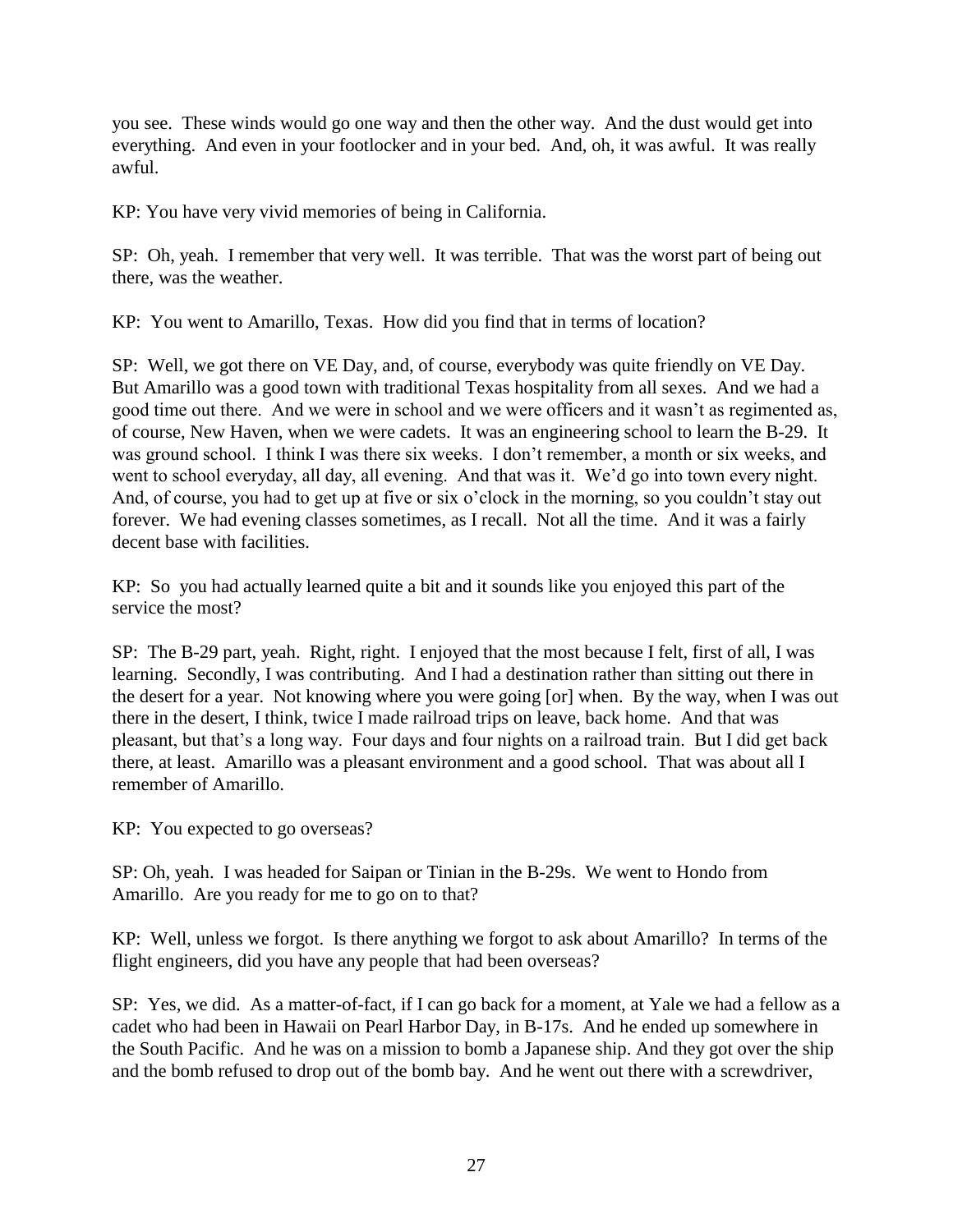you see. These winds would go one way and then the other way. And the dust would get into everything. And even in your footlocker and in your bed. And, oh, it was awful. It was really awful.

KP: You have very vivid memories of being in California.

SP: Oh, yeah. I remember that very well. It was terrible. That was the worst part of being out there, was the weather.

KP: You went to Amarillo, Texas. How did you find that in terms of location?

SP: Well, we got there on VE Day, and, of course, everybody was quite friendly on VE Day. But Amarillo was a good town with traditional Texas hospitality from all sexes. And we had a good time out there. And we were in school and we were officers and it wasn't as regimented as, of course, New Haven, when we were cadets. It was an engineering school to learn the B-29. It was ground school. I think I was there six weeks. I don't remember, a month or six weeks, and went to school everyday, all day, all evening. And that was it. We'd go into town every night. And, of course, you had to get up at five or six o'clock in the morning, so you couldn't stay out forever. We had evening classes sometimes, as I recall. Not all the time. And it was a fairly decent base with facilities.

KP: So you had actually learned quite a bit and it sounds like you enjoyed this part of the service the most?

SP: The B-29 part, yeah. Right, right. I enjoyed that the most because I felt, first of all, I was learning. Secondly, I was contributing. And I had a destination rather than sitting out there in the desert for a year. Not knowing where you were going [or] when. By the way, when I was out there in the desert, I think, twice I made railroad trips on leave, back home. And that was pleasant, but that's a long way. Four days and four nights on a railroad train. But I did get back there, at least. Amarillo was a pleasant environment and a good school. That was about all I remember of Amarillo.

KP: You expected to go overseas?

SP: Oh, yeah. I was headed for Saipan or Tinian in the B-29s. We went to Hondo from Amarillo. Are you ready for me to go on to that?

KP: Well, unless we forgot. Is there anything we forgot to ask about Amarillo? In terms of the flight engineers, did you have any people that had been overseas?

SP: Yes, we did. As a matter-of-fact, if I can go back for a moment, at Yale we had a fellow as a cadet who had been in Hawaii on Pearl Harbor Day, in B-17s. And he ended up somewhere in the South Pacific. And he was on a mission to bomb a Japanese ship. And they got over the ship and the bomb refused to drop out of the bomb bay. And he went out there with a screwdriver,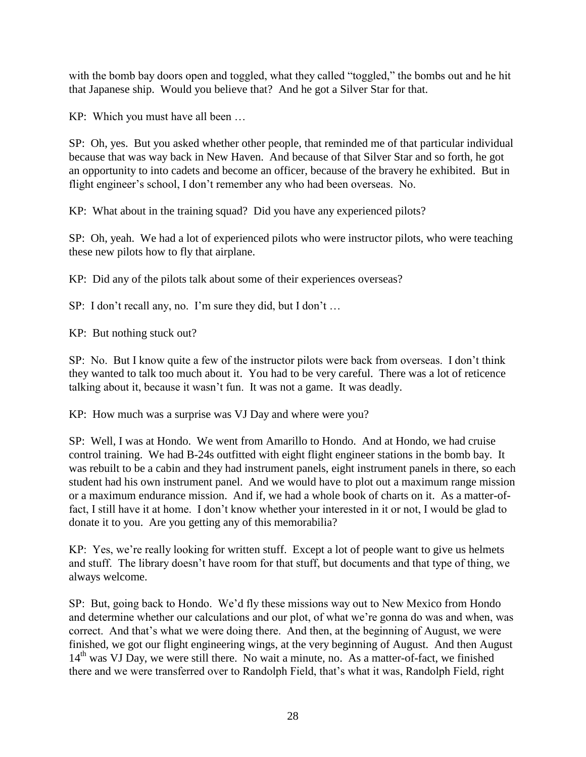with the bomb bay doors open and toggled, what they called "toggled," the bombs out and he hit that Japanese ship. Would you believe that? And he got a Silver Star for that.

KP: Which you must have all been …

SP: Oh, yes. But you asked whether other people, that reminded me of that particular individual because that was way back in New Haven. And because of that Silver Star and so forth, he got an opportunity to into cadets and become an officer, because of the bravery he exhibited. But in flight engineer's school, I don't remember any who had been overseas. No.

KP: What about in the training squad? Did you have any experienced pilots?

SP: Oh, yeah. We had a lot of experienced pilots who were instructor pilots, who were teaching these new pilots how to fly that airplane.

KP: Did any of the pilots talk about some of their experiences overseas?

SP: I don't recall any, no. I'm sure they did, but I don't …

KP: But nothing stuck out?

SP: No. But I know quite a few of the instructor pilots were back from overseas. I don't think they wanted to talk too much about it. You had to be very careful. There was a lot of reticence talking about it, because it wasn't fun. It was not a game. It was deadly.

KP: How much was a surprise was VJ Day and where were you?

SP: Well, I was at Hondo. We went from Amarillo to Hondo. And at Hondo, we had cruise control training. We had B-24s outfitted with eight flight engineer stations in the bomb bay. It was rebuilt to be a cabin and they had instrument panels, eight instrument panels in there, so each student had his own instrument panel. And we would have to plot out a maximum range mission or a maximum endurance mission. And if, we had a whole book of charts on it. As a matter-of-fact, I still have it at home. I don't know whether your interested in it or not, I would be glad to donate it to you. Are you getting any of this memorabilia?

KP: Yes, we're really looking for written stuff. Except a lot of people want to give us helmets and stuff. The library doesn't have room for that stuff, but documents and that type of thing, we always welcome.

SP: But, going back to Hondo. We'd fly these missions way out to New Mexico from Hondo and determine whether our calculations and our plot, of what we're gonna do was and when, was correct. And that's what we were doing there. And then, at the beginning of August, we were finished, we got our flight engineering wings, at the very beginning of August. And then August 14th was VJ Day, we were still there. No wait a minute, no. As a matter-of-fact, we finished there and we were transferred over to Randolph Field, that's what it was, Randolph Field, right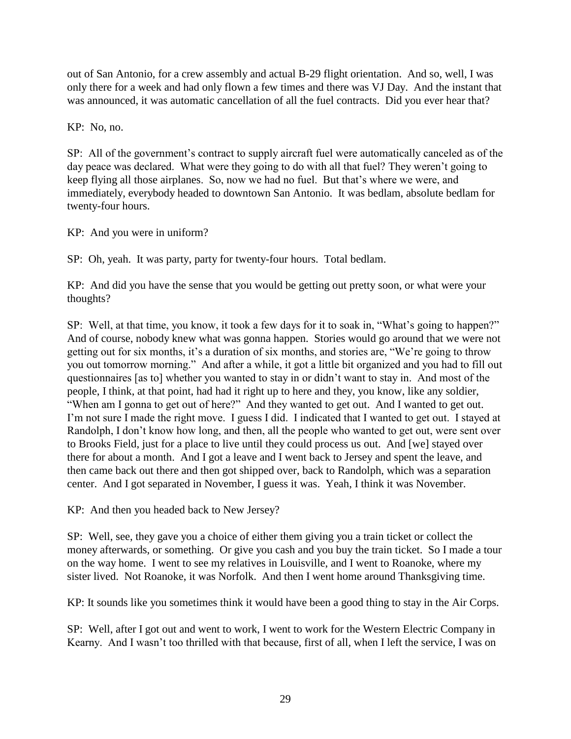out of San Antonio, for a crew assembly and actual B-29 flight orientation. And so, well, I was only there for a week and had only flown a few times and there was VJ Day. And the instant that was announced, it was automatic cancellation of all the fuel contracts. Did you ever hear that?

KP: No, no.

SP: All of the government's contract to supply aircraft fuel were automatically canceled as of the day peace was declared. What were they going to do with all that fuel? They weren't going to keep flying all those airplanes. So, now we had no fuel. But that's where we were, and immediately, everybody headed to downtown San Antonio. It was bedlam, absolute bedlam for twenty-four hours.

KP: And you were in uniform?

SP: Oh, yeah. It was party, party for twenty-four hours. Total bedlam.

KP: And did you have the sense that you would be getting out pretty soon, or what were your thoughts?

SP: Well, at that time, you know, it took a few days for it to soak in, "What's going to happen?" And of course, nobody knew what was gonna happen. Stories would go around that we were not getting out for six months, it's a duration of six months, and stories are, "We're going to throw you out tomorrow morning." And after a while, it got a little bit organized and you had to fill out questionnaires [as to] whether you wanted to stay in or didn't want to stay in. And most of the people, I think, at that point, had had it right up to here and they, you know, like any soldier, "When am I gonna to get out of here?" And they wanted to get out. And I wanted to get out. I'm not sure I made the right move. I guess I did. I indicated that I wanted to get out. I stayed at Randolph, I don't know how long, and then, all the people who wanted to get out, were sent over to Brooks Field, just for a place to live until they could process us out. And [we] stayed over there for about a month. And I got a leave and I went back to Jersey and spent the leave, and then came back out there and then got shipped over, back to Randolph, which was a separation center. And I got separated in November, I guess it was. Yeah, I think it was November.

KP: And then you headed back to New Jersey?

SP: Well, see, they gave you a choice of either them giving you a train ticket or collect the money afterwards, or something. Or give you cash and you buy the train ticket. So I made a tour on the way home. I went to see my relatives in Louisville, and I went to Roanoke, where my sister lived. Not Roanoke, it was Norfolk. And then I went home around Thanksgiving time.

KP: It sounds like you sometimes think it would have been a good thing to stay in the Air Corps.

SP: Well, after I got out and went to work, I went to work for the Western Electric Company in Kearny. And I wasn't too thrilled with that because, first of all, when I left the service, I was on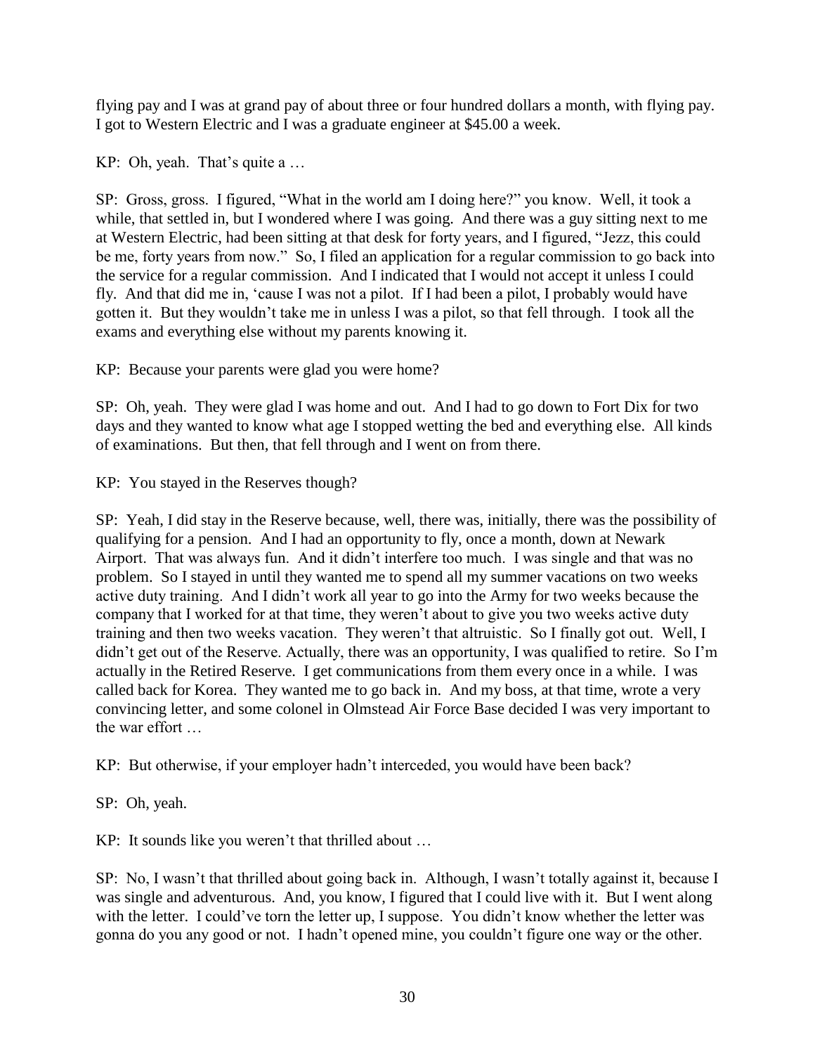flying pay and I was at grand pay of about three or four hundred dollars a month, with flying pay. I got to Western Electric and I was a graduate engineer at $45.00 a week.

KP: Oh, yeah. That's quite a …

SP: Gross, gross. I figured, "What in the world am I doing here?" you know. Well, it took a while, that settled in, but I wondered where I was going. And there was a guy sitting next to me at Western Electric, had been sitting at that desk for forty years, and I figured, "Jezz, this could be me, forty years from now." So, I filed an application for a regular commission to go back into the service for a regular commission. And I indicated that I would not accept it unless I could fly. And that did me in, 'cause I was not a pilot. If I had been a pilot, I probably would have gotten it. But they wouldn't take me in unless I was a pilot, so that fell through. I took all the exams and everything else without my parents knowing it.

KP: Because your parents were glad you were home?

SP: Oh, yeah. They were glad I was home and out. And I had to go down to Fort Dix for two days and they wanted to know what age I stopped wetting the bed and everything else. All kinds of examinations. But then, that fell through and I went on from there.

KP: You stayed in the Reserves though?

SP: Yeah, I did stay in the Reserve because, well, there was, initially, there was the possibility of qualifying for a pension. And I had an opportunity to fly, once a month, down at Newark Airport. That was always fun. And it didn't interfere too much. I was single and that was no problem. So I stayed in until they wanted me to spend all my summer vacations on two weeks active duty training. And I didn't work all year to go into the Army for two weeks because the company that I worked for at that time, they weren't about to give you two weeks active duty training and then two weeks vacation. They weren't that altruistic. So I finally got out. Well, I didn't get out of the Reserve. Actually, there was an opportunity, I was qualified to retire. So I'm actually in the Retired Reserve. I get communications from them every once in a while. I was called back for Korea. They wanted me to go back in. And my boss, at that time, wrote a very convincing letter, and some colonel in Olmstead Air Force Base decided I was very important to the war effort …

KP: But otherwise, if your employer hadn't interceded, you would have been back?

SP: Oh, yeah.

KP: It sounds like you weren't that thrilled about …

SP: No, I wasn't that thrilled about going back in. Although, I wasn't totally against it, because I was single and adventurous. And, you know, I figured that I could live with it. But I went along with the letter. I could've torn the letter up, I suppose. You didn't know whether the letter was gonna do you any good or not. I hadn't opened mine, you couldn't figure one way or the other.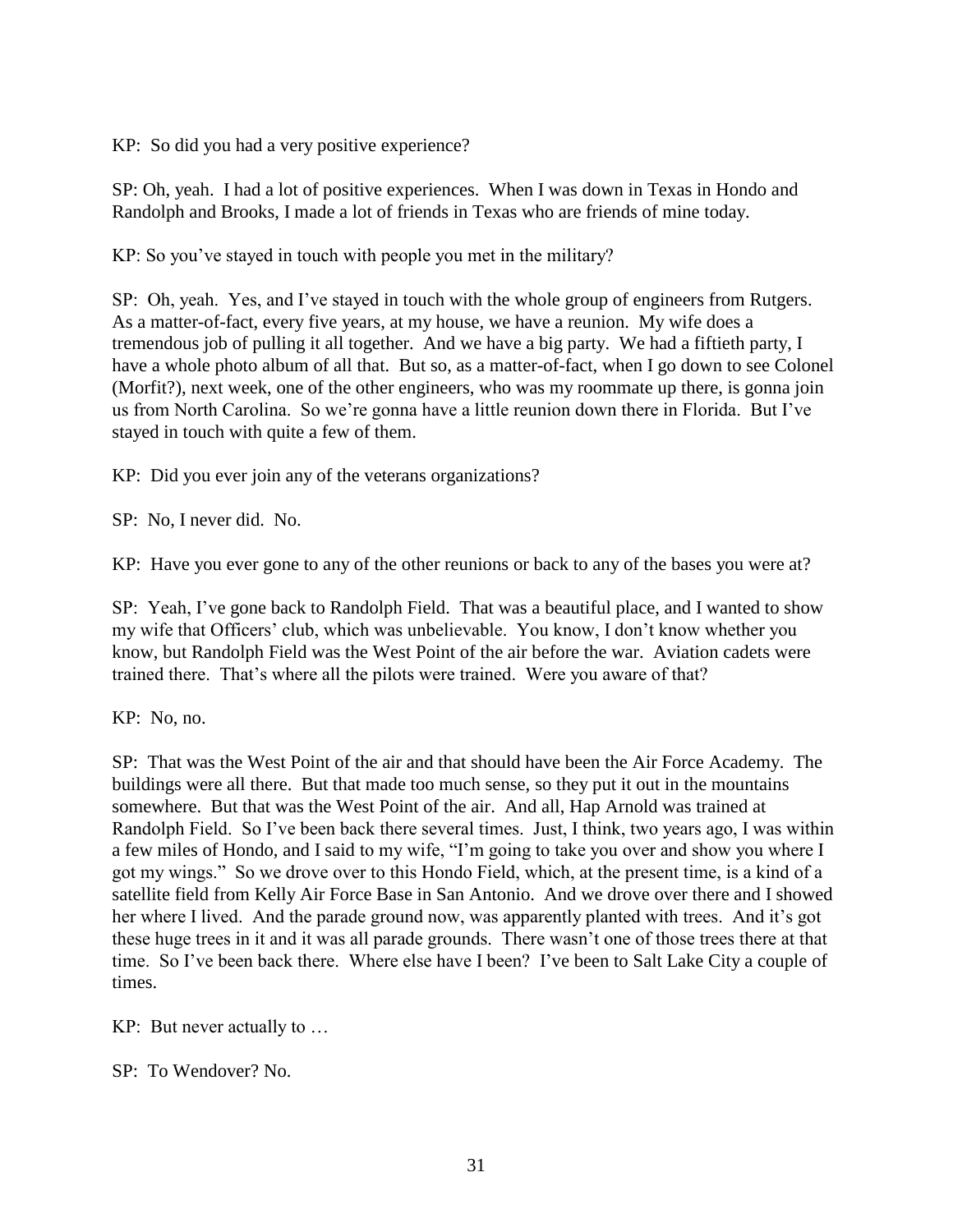KP: So did you had a very positive experience?

SP: Oh, yeah. I had a lot of positive experiences. When I was down in Texas in Hondo and Randolph and Brooks, I made a lot of friends in Texas who are friends of mine today.

KP: So you've stayed in touch with people you met in the military?

SP: Oh, yeah. Yes, and I've stayed in touch with the whole group of engineers from Rutgers. As a matter-of-fact, every five years, at my house, we have a reunion. My wife does a tremendous job of pulling it all together. And we have a big party. We had a fiftieth party, I have a whole photo album of all that. But so, as a matter-of-fact, when I go down to see Colonel (Morfit?), next week, one of the other engineers, who was my roommate up there, is gonna join us from North Carolina. So we're gonna have a little reunion down there in Florida. But I've stayed in touch with quite a few of them.

KP: Did you ever join any of the veterans organizations?

SP: No, I never did. No.

KP: Have you ever gone to any of the other reunions or back to any of the bases you were at?

SP: Yeah, I've gone back to Randolph Field. That was a beautiful place, and I wanted to show my wife that Officers' club, which was unbelievable. You know, I don't know whether you know, but Randolph Field was the West Point of the air before the war. Aviation cadets were trained there. That's where all the pilots were trained. Were you aware of that?

KP: No, no.

SP: That was the West Point of the air and that should have been the Air Force Academy. The buildings were all there. But that made too much sense, so they put it out in the mountains somewhere. But that was the West Point of the air. And all, Hap Arnold was trained at Randolph Field. So I've been back there several times. Just, I think, two years ago, I was within a few miles of Hondo, and I said to my wife, "I'm going to take you over and show you where I got my wings." So we drove over to this Hondo Field, which, at the present time, is a kind of a satellite field from Kelly Air Force Base in San Antonio. And we drove over there and I showed her where I lived. And the parade ground now, was apparently planted with trees. And it's got these huge trees in it and it was all parade grounds. There wasn't one of those trees there at that time. So I've been back there. Where else have I been? I've been to Salt Lake City a couple of times.

KP: But never actually to …

SP: To Wendover? No.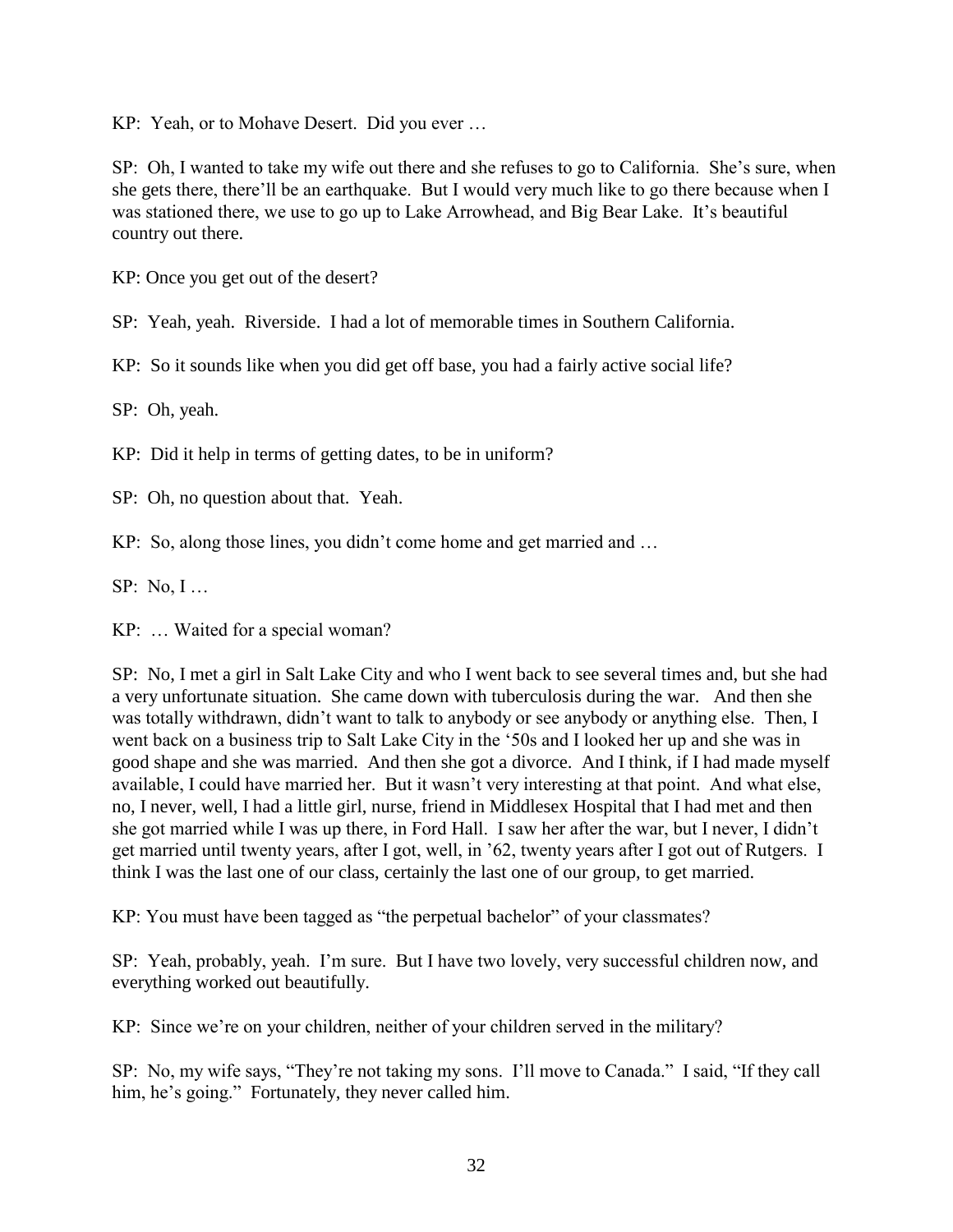KP: Yeah, or to Mohave Desert. Did you ever …

SP: Oh, I wanted to take my wife out there and she refuses to go to California. She's sure, when she gets there, there'll be an earthquake. But I would very much like to go there because when I was stationed there, we use to go up to Lake Arrowhead, and Big Bear Lake. It's beautiful country out there.

KP: Once you get out of the desert?

SP: Yeah, yeah. Riverside. I had a lot of memorable times in Southern California.

KP: So it sounds like when you did get off base, you had a fairly active social life?

SP: Oh, yeah.

KP: Did it help in terms of getting dates, to be in uniform?

SP: Oh, no question about that. Yeah.

KP: So, along those lines, you didn't come home and get married and …

SP: No, I …

KP: … Waited for a special woman?

SP: No, I met a girl in Salt Lake City and who I went back to see several times and, but she had a very unfortunate situation. She came down with tuberculosis during the war. And then she was totally withdrawn, didn't want to talk to anybody or see anybody or anything else. Then, I went back on a business trip to Salt Lake City in the '50s and I looked her up and she was in good shape and she was married. And then she got a divorce. And I think, if I had made myself available, I could have married her. But it wasn't very interesting at that point. And what else, no, I never, well, I had a little girl, nurse, friend in Middlesex Hospital that I had met and then she got married while I was up there, in Ford Hall. I saw her after the war, but I never, I didn't get married until twenty years, after I got, well, in '62, twenty years after I got out of Rutgers. I think I was the last one of our class, certainly the last one of our group, to get married.

KP: You must have been tagged as "the perpetual bachelor" of your classmates?

SP: Yeah, probably, yeah. I'm sure. But I have two lovely, very successful children now, and everything worked out beautifully.

KP: Since we're on your children, neither of your children served in the military?

SP: No, my wife says, "They're not taking my sons. I'll move to Canada." I said, "If they call him, he's going." Fortunately, they never called him.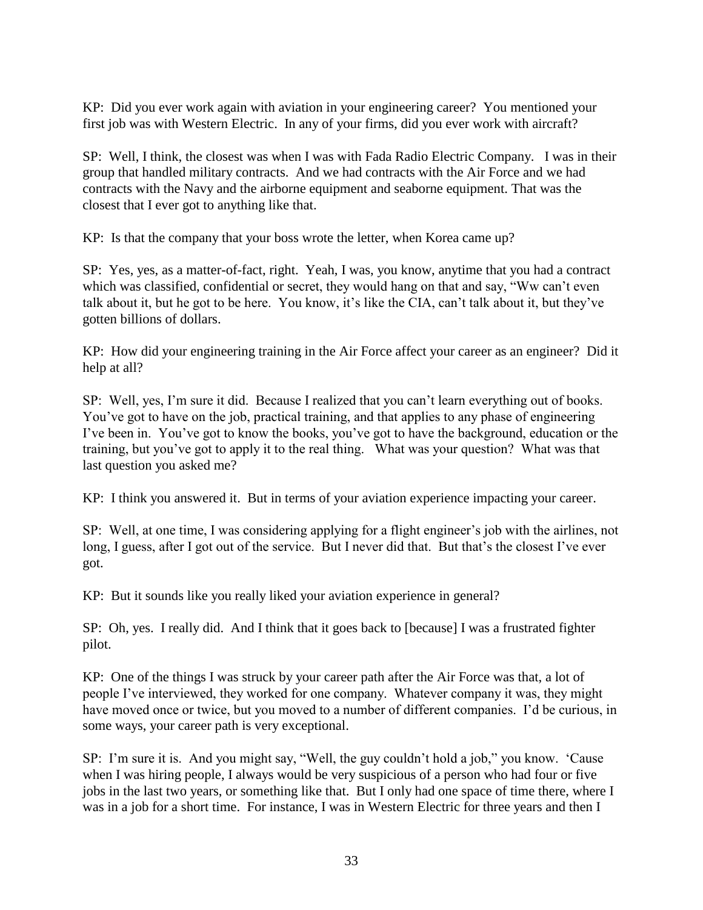KP: Did you ever work again with aviation in your engineering career? You mentioned your first job was with Western Electric. In any of your firms, did you ever work with aircraft?

SP: Well, I think, the closest was when I was with Fada Radio Electric Company. I was in their group that handled military contracts. And we had contracts with the Air Force and we had contracts with the Navy and the airborne equipment and seaborne equipment. That was the closest that I ever got to anything like that.

KP: Is that the company that your boss wrote the letter, when Korea came up?

SP: Yes, yes, as a matter-of-fact, right. Yeah, I was, you know, anytime that you had a contract which was classified, confidential or secret, they would hang on that and say, "Ww can't even talk about it, but he got to be here. You know, it's like the CIA, can't talk about it, but they've gotten billions of dollars.

KP: How did your engineering training in the Air Force affect your career as an engineer? Did it help at all?

SP: Well, yes, I'm sure it did. Because I realized that you can't learn everything out of books. You've got to have on the job, practical training, and that applies to any phase of engineering I've been in. You've got to know the books, you've got to have the background, education or the training, but you've got to apply it to the real thing. What was your question? What was that last question you asked me?

KP: I think you answered it. But in terms of your aviation experience impacting your career.

SP: Well, at one time, I was considering applying for a flight engineer's job with the airlines, not long, I guess, after I got out of the service. But I never did that. But that's the closest I've ever got.

KP: But it sounds like you really liked your aviation experience in general?

SP: Oh, yes. I really did. And I think that it goes back to [because] I was a frustrated fighter pilot.

KP: One of the things I was struck by your career path after the Air Force was that, a lot of people I've interviewed, they worked for one company. Whatever company it was, they might have moved once or twice, but you moved to a number of different companies. I'd be curious, in some ways, your career path is very exceptional.

SP: I'm sure it is. And you might say, "Well, the guy couldn't hold a job," you know. 'Cause when I was hiring people, I always would be very suspicious of a person who had four or five jobs in the last two years, or something like that. But I only had one space of time there, where I was in a job for a short time. For instance, I was in Western Electric for three years and then I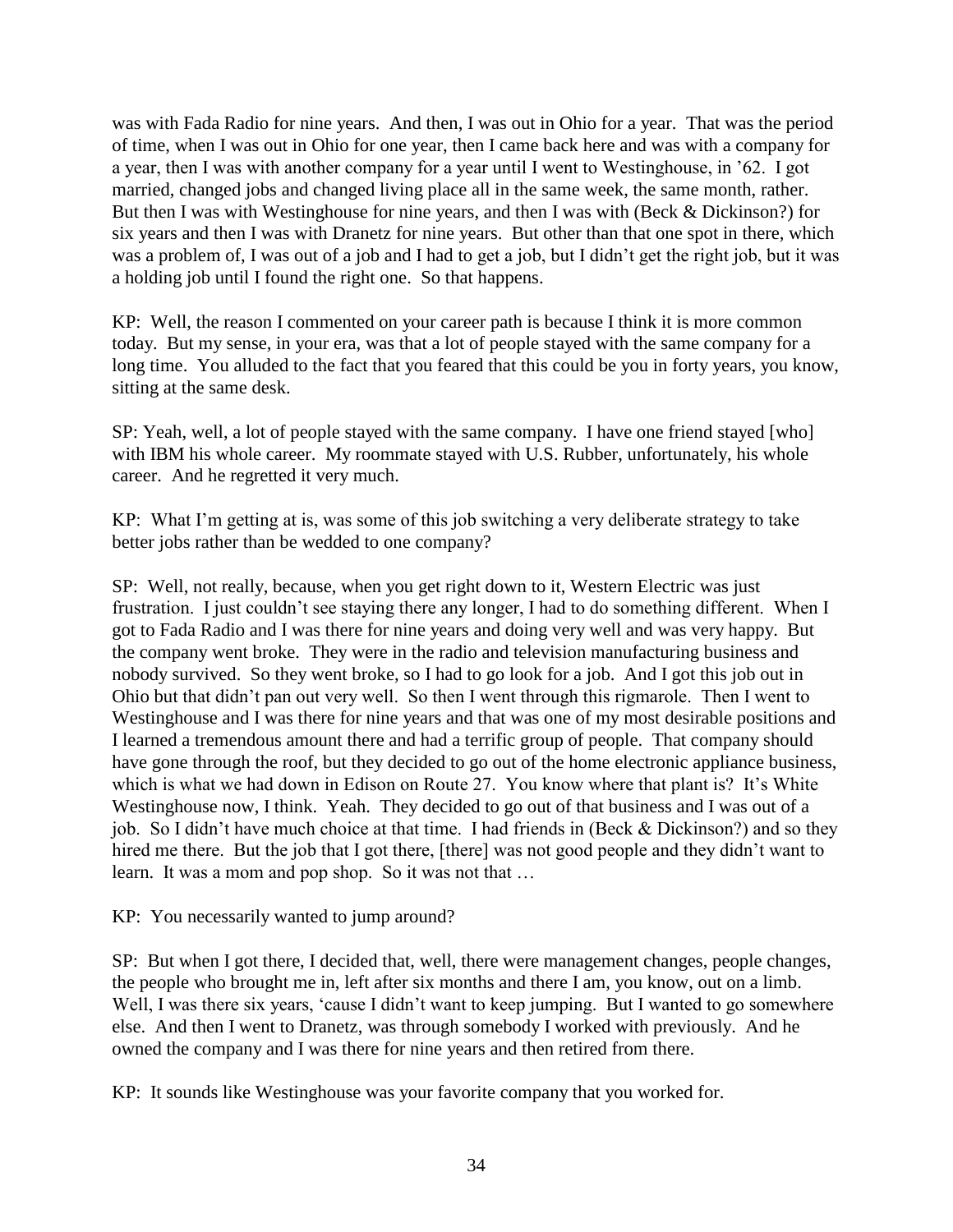was with Fada Radio for nine years. And then, I was out in Ohio for a year. That was the period of time, when I was out in Ohio for one year, then I came back here and was with a company for a year, then I was with another company for a year until I went to Westinghouse, in '62. I got married, changed jobs and changed living place all in the same week, the same month, rather. But then I was with Westinghouse for nine years, and then I was with (Beck & Dickinson?) for six years and then I was with Dranetz for nine years. But other than that one spot in there, which was a problem of, I was out of a job and I had to get a job, but I didn't get the right job, but it was a holding job until I found the right one. So that happens.

KP: Well, the reason I commented on your career path is because I think it is more common today. But my sense, in your era, was that a lot of people stayed with the same company for a long time. You alluded to the fact that you feared that this could be you in forty years, you know, sitting at the same desk.

SP: Yeah, well, a lot of people stayed with the same company. I have one friend stayed [who] with IBM his whole career. My roommate stayed with U.S. Rubber, unfortunately, his whole career. And he regretted it very much.

KP: What I'm getting at is, was some of this job switching a very deliberate strategy to take better jobs rather than be wedded to one company?

SP: Well, not really, because, when you get right down to it, Western Electric was just frustration. I just couldn't see staying there any longer, I had to do something different. When I got to Fada Radio and I was there for nine years and doing very well and was very happy. But the company went broke. They were in the radio and television manufacturing business and nobody survived. So they went broke, so I had to go look for a job. And I got this job out in Ohio but that didn't pan out very well. So then I went through this rigmarole. Then I went to Westinghouse and I was there for nine years and that was one of my most desirable positions and I learned a tremendous amount there and had a terrific group of people. That company should have gone through the roof, but they decided to go out of the home electronic appliance business, which is what we had down in Edison on Route 27. You know where that plant is? It's White Westinghouse now, I think. Yeah. They decided to go out of that business and I was out of a job. So I didn't have much choice at that time. I had friends in (Beck & Dickinson?) and so they hired me there. But the job that I got there, [there] was not good people and they didn't want to learn. It was a mom and pop shop. So it was not that …

KP: You necessarily wanted to jump around?

SP: But when I got there, I decided that, well, there were management changes, people changes, the people who brought me in, left after six months and there I am, you know, out on a limb. Well, I was there six years, 'cause I didn't want to keep jumping. But I wanted to go somewhere else. And then I went to Dranetz, was through somebody I worked with previously. And he owned the company and I was there for nine years and then retired from there.

KP: It sounds like Westinghouse was your favorite company that you worked for.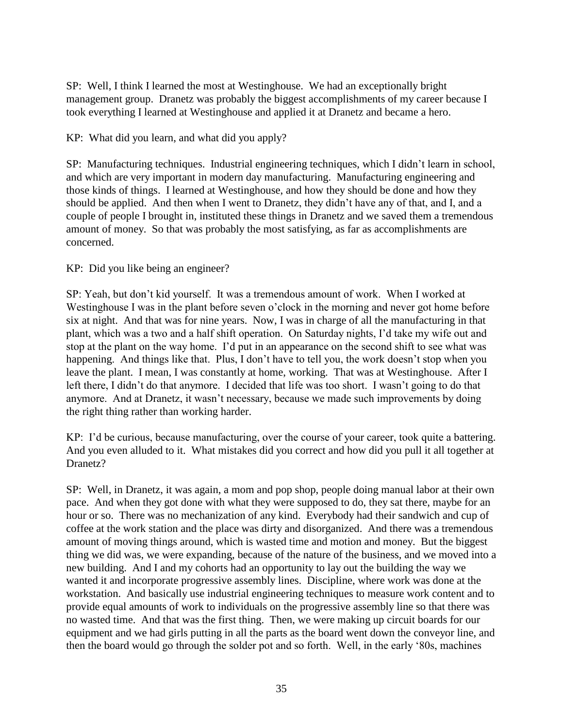SP: Well, I think I learned the most at Westinghouse. We had an exceptionally bright management group. Dranetz was probably the biggest accomplishments of my career because I took everything I learned at Westinghouse and applied it at Dranetz and became a hero.

KP: What did you learn, and what did you apply?

SP: Manufacturing techniques. Industrial engineering techniques, which I didn't learn in school, and which are very important in modern day manufacturing. Manufacturing engineering and those kinds of things. I learned at Westinghouse, and how they should be done and how they should be applied. And then when I went to Dranetz, they didn't have any of that, and I, and a couple of people I brought in, instituted these things in Dranetz and we saved them a tremendous amount of money. So that was probably the most satisfying, as far as accomplishments are concerned.

KP: Did you like being an engineer?

SP: Yeah, but don't kid yourself. It was a tremendous amount of work. When I worked at Westinghouse I was in the plant before seven o'clock in the morning and never got home before six at night. And that was for nine years. Now, I was in charge of all the manufacturing in that plant, which was a two and a half shift operation. On Saturday nights, I'd take my wife out and stop at the plant on the way home. I'd put in an appearance on the second shift to see what was happening. And things like that. Plus, I don't have to tell you, the work doesn't stop when you leave the plant. I mean, I was constantly at home, working. That was at Westinghouse. After I left there, I didn't do that anymore. I decided that life was too short. I wasn't going to do that anymore. And at Dranetz, it wasn't necessary, because we made such improvements by doing the right thing rather than working harder.

KP: I'd be curious, because manufacturing, over the course of your career, took quite a battering. And you even alluded to it. What mistakes did you correct and how did you pull it all together at Dranetz?

SP: Well, in Dranetz, it was again, a mom and pop shop, people doing manual labor at their own pace. And when they got done with what they were supposed to do, they sat there, maybe for an hour or so. There was no mechanization of any kind. Everybody had their sandwich and cup of coffee at the work station and the place was dirty and disorganized. And there was a tremendous amount of moving things around, which is wasted time and motion and money. But the biggest thing we did was, we were expanding, because of the nature of the business, and we moved into a new building. And I and my cohorts had an opportunity to lay out the building the way we wanted it and incorporate progressive assembly lines. Discipline, where work was done at the workstation. And basically use industrial engineering techniques to measure work content and to provide equal amounts of work to individuals on the progressive assembly line so that there was no wasted time. And that was the first thing. Then, we were making up circuit boards for our equipment and we had girls putting in all the parts as the board went down the conveyor line, and then the board would go through the solder pot and so forth. Well, in the early '80s, machines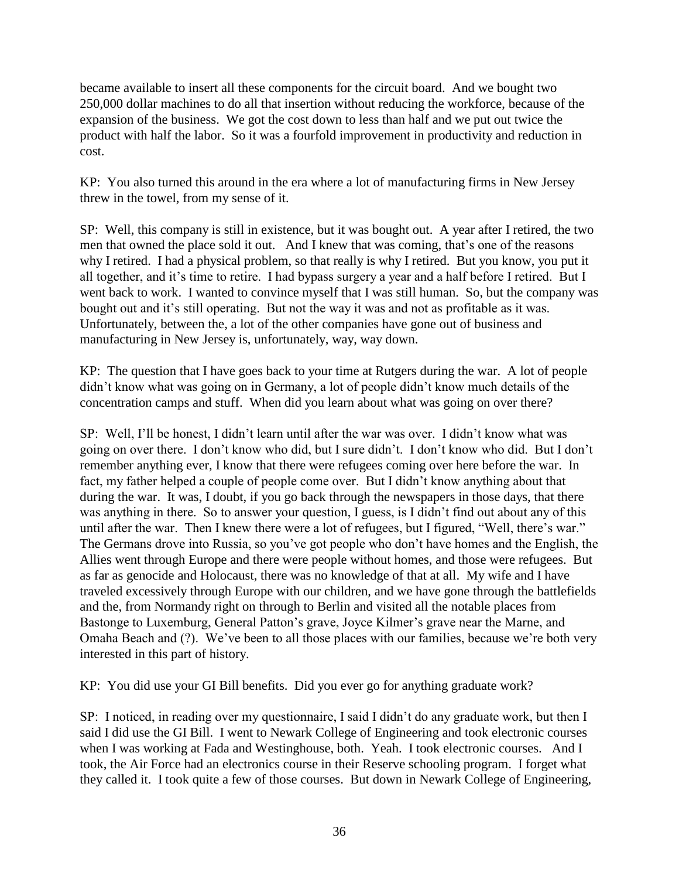became available to insert all these components for the circuit board. And we bought two 250,000 dollar machines to do all that insertion without reducing the workforce, because of the expansion of the business. We got the cost down to less than half and we put out twice the product with half the labor. So it was a fourfold improvement in productivity and reduction in cost.

KP: You also turned this around in the era where a lot of manufacturing firms in New Jersey threw in the towel, from my sense of it.

SP: Well, this company is still in existence, but it was bought out. A year after I retired, the two men that owned the place sold it out. And I knew that was coming, that's one of the reasons why I retired. I had a physical problem, so that really is why I retired. But you know, you put it all together, and it's time to retire. I had bypass surgery a year and a half before I retired. But I went back to work. I wanted to convince myself that I was still human. So, but the company was bought out and it's still operating. But not the way it was and not as profitable as it was. Unfortunately, between the, a lot of the other companies have gone out of business and manufacturing in New Jersey is, unfortunately, way, way down.

KP: The question that I have goes back to your time at Rutgers during the war. A lot of people didn't know what was going on in Germany, a lot of people didn't know much details of the concentration camps and stuff. When did you learn about what was going on over there?

SP: Well, I'll be honest, I didn't learn until after the war was over. I didn't know what was going on over there. I don't know who did, but I sure didn't. I don't know who did. But I don't remember anything ever, I know that there were refugees coming over here before the war. In fact, my father helped a couple of people come over. But I didn't know anything about that during the war. It was, I doubt, if you go back through the newspapers in those days, that there was anything in there. So to answer your question, I guess, is I didn't find out about any of this until after the war. Then I knew there were a lot of refugees, but I figured, "Well, there's war." The Germans drove into Russia, so you've got people who don't have homes and the English, the Allies went through Europe and there were people without homes, and those were refugees. But as far as genocide and Holocaust, there was no knowledge of that at all. My wife and I have traveled excessively through Europe with our children, and we have gone through the battlefields and the, from Normandy right on through to Berlin and visited all the notable places from Bastonge to Luxemburg, General Patton's grave, Joyce Kilmer's grave near the Marne, and Omaha Beach and (?). We've been to all those places with our families, because we're both very interested in this part of history.

KP: You did use your GI Bill benefits. Did you ever go for anything graduate work?

SP: I noticed, in reading over my questionnaire, I said I didn't do any graduate work, but then I said I did use the GI Bill. I went to Newark College of Engineering and took electronic courses when I was working at Fada and Westinghouse, both. Yeah. I took electronic courses. And I took, the Air Force had an electronics course in their Reserve schooling program. I forget what they called it. I took quite a few of those courses. But down in Newark College of Engineering,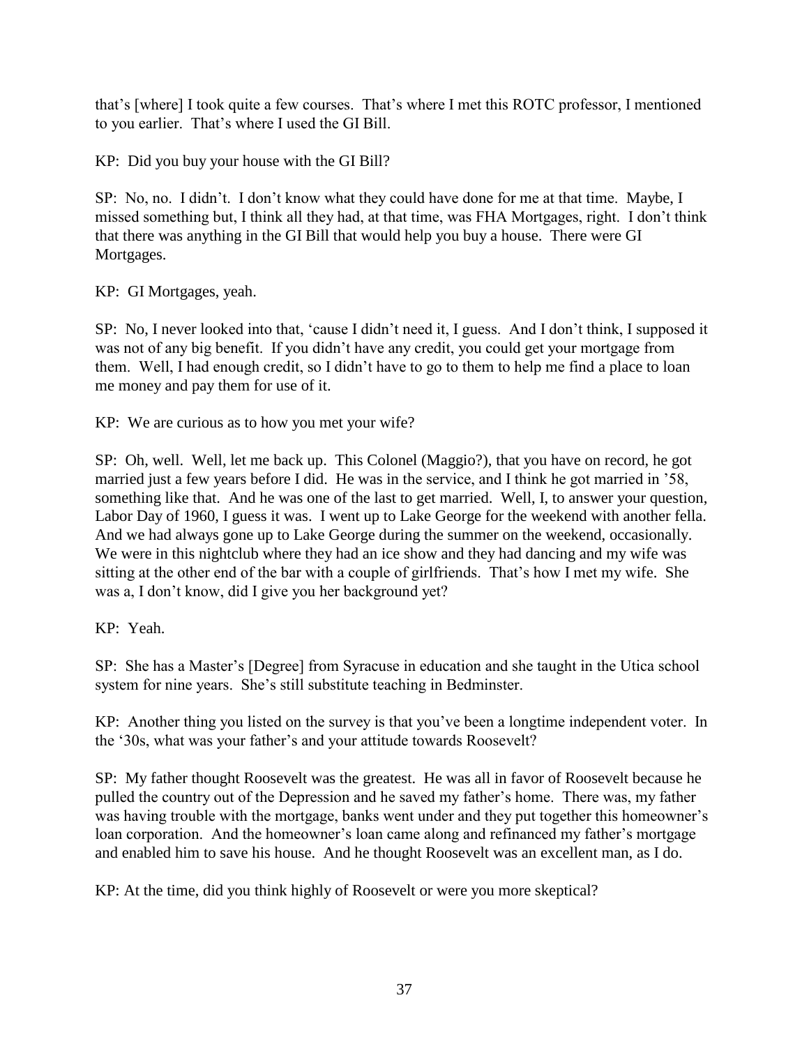that's [where] I took quite a few courses. That's where I met this ROTC professor, I mentioned to you earlier. That's where I used the GI Bill.

KP: Did you buy your house with the GI Bill?

SP: No, no. I didn't. I don't know what they could have done for me at that time. Maybe, I missed something but, I think all they had, at that time, was FHA Mortgages, right. I don't think that there was anything in the GI Bill that would help you buy a house. There were GI Mortgages.

KP: GI Mortgages, yeah.

SP: No, I never looked into that, 'cause I didn't need it, I guess. And I don't think, I supposed it was not of any big benefit. If you didn't have any credit, you could get your mortgage from them. Well, I had enough credit, so I didn't have to go to them to help me find a place to loan me money and pay them for use of it.

KP: We are curious as to how you met your wife?

SP: Oh, well. Well, let me back up. This Colonel (Maggio?), that you have on record, he got married just a few years before I did. He was in the service, and I think he got married in '58, something like that. And he was one of the last to get married. Well, I, to answer your question, Labor Day of 1960, I guess it was. I went up to Lake George for the weekend with another fella. And we had always gone up to Lake George during the summer on the weekend, occasionally. We were in this nightclub where they had an ice show and they had dancing and my wife was sitting at the other end of the bar with a couple of girlfriends. That's how I met my wife. She was a, I don't know, did I give you her background yet?

KP: Yeah.

SP: She has a Master's [Degree] from Syracuse in education and she taught in the Utica school system for nine years. She's still substitute teaching in Bedminster.

KP: Another thing you listed on the survey is that you've been a longtime independent voter. In the '30s, what was your father's and your attitude towards Roosevelt?

SP: My father thought Roosevelt was the greatest. He was all in favor of Roosevelt because he pulled the country out of the Depression and he saved my father's home. There was, my father was having trouble with the mortgage, banks went under and they put together this homeowner's loan corporation. And the homeowner's loan came along and refinanced my father's mortgage and enabled him to save his house. And he thought Roosevelt was an excellent man, as I do.

KP: At the time, did you think highly of Roosevelt or were you more skeptical?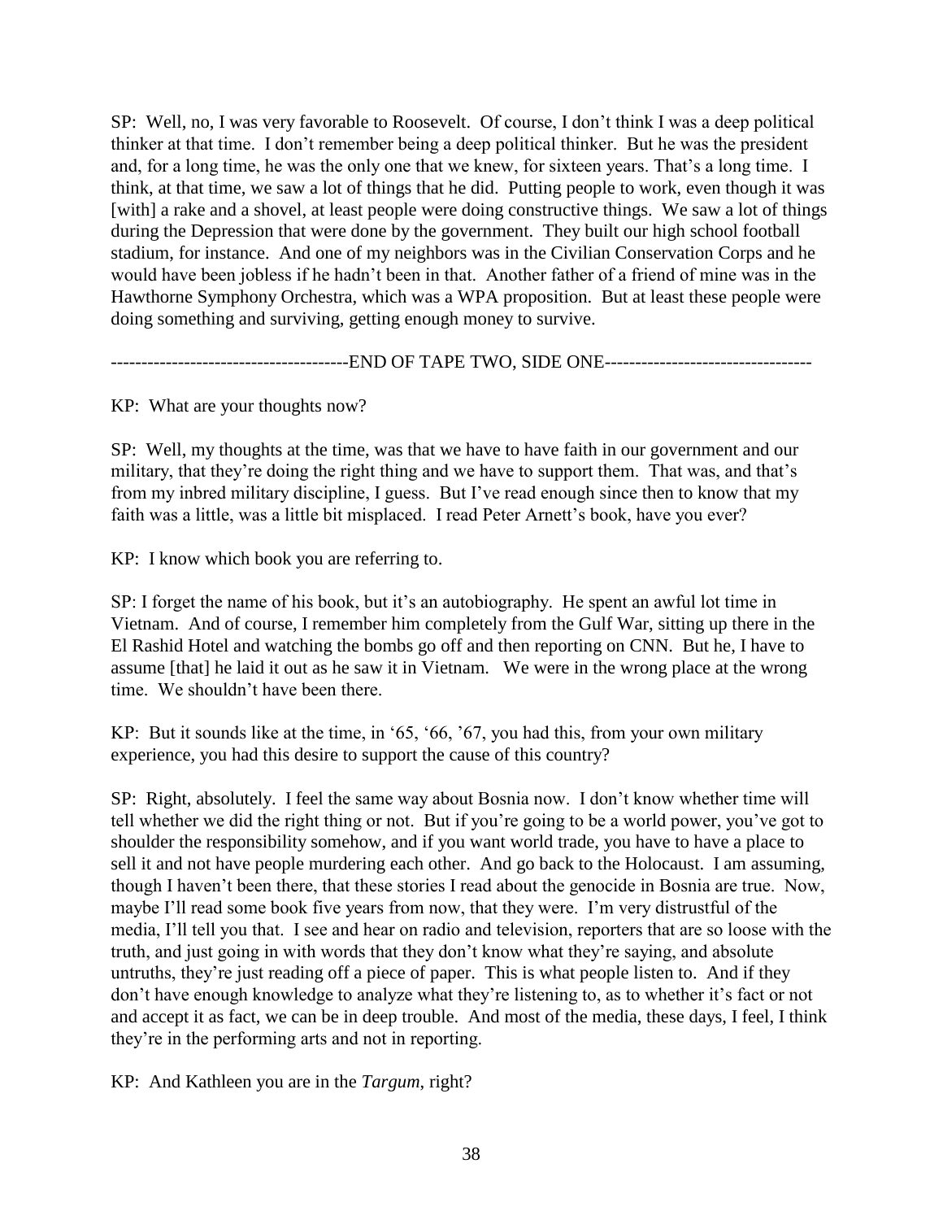SP: Well, no, I was very favorable to Roosevelt. Of course, I don't think I was a deep political thinker at that time. I don't remember being a deep political thinker. But he was the president and, for a long time, he was the only one that we knew, for sixteen years. That's a long time. I think, at that time, we saw a lot of things that he did. Putting people to work, even though it was [with] a rake and a shovel, at least people were doing constructive things. We saw a lot of things during the Depression that were done by the government. They built our high school football stadium, for instance. And one of my neighbors was in the Civilian Conservation Corps and he would have been jobless if he hadn't been in that. Another father of a friend of mine was in the Hawthorne Symphony Orchestra, which was a WPA proposition. But at least these people were doing something and surviving, getting enough money to survive.

--------------------------------------END OF TAPE TWO, SIDE ONE----------------------------------

KP: What are your thoughts now?

SP: Well, my thoughts at the time, was that we have to have faith in our government and our military, that they're doing the right thing and we have to support them. That was, and that's from my inbred military discipline, I guess. But I've read enough since then to know that my faith was a little, was a little bit misplaced. I read Peter Arnett's book, have you ever?

KP: I know which book you are referring to.

SP: I forget the name of his book, but it's an autobiography. He spent an awful lot time in Vietnam. And of course, I remember him completely from the Gulf War, sitting up there in the El Rashid Hotel and watching the bombs go off and then reporting on CNN. But he, I have to assume [that] he laid it out as he saw it in Vietnam. We were in the wrong place at the wrong time. We shouldn't have been there.

KP: But it sounds like at the time, in '65, '66, '67, you had this, from your own military experience, you had this desire to support the cause of this country?

SP: Right, absolutely. I feel the same way about Bosnia now. I don't know whether time will tell whether we did the right thing or not. But if you're going to be a world power, you've got to shoulder the responsibility somehow, and if you want world trade, you have to have a place to sell it and not have people murdering each other. And go back to the Holocaust. I am assuming, though I haven't been there, that these stories I read about the genocide in Bosnia are true. Now, maybe I'll read some book five years from now, that they were. I'm very distrustful of the media, I'll tell you that. I see and hear on radio and television, reporters that are so loose with the truth, and just going in with words that they don't know what they're saying, and absolute untruths, they're just reading off a piece of paper. This is what people listen to. And if they don't have enough knowledge to analyze what they're listening to, as to whether it's fact or not and accept it as fact, we can be in deep trouble. And most of the media, these days, I feel, I think they're in the performing arts and not in reporting.

KP: And Kathleen you are in the *Targum*, right?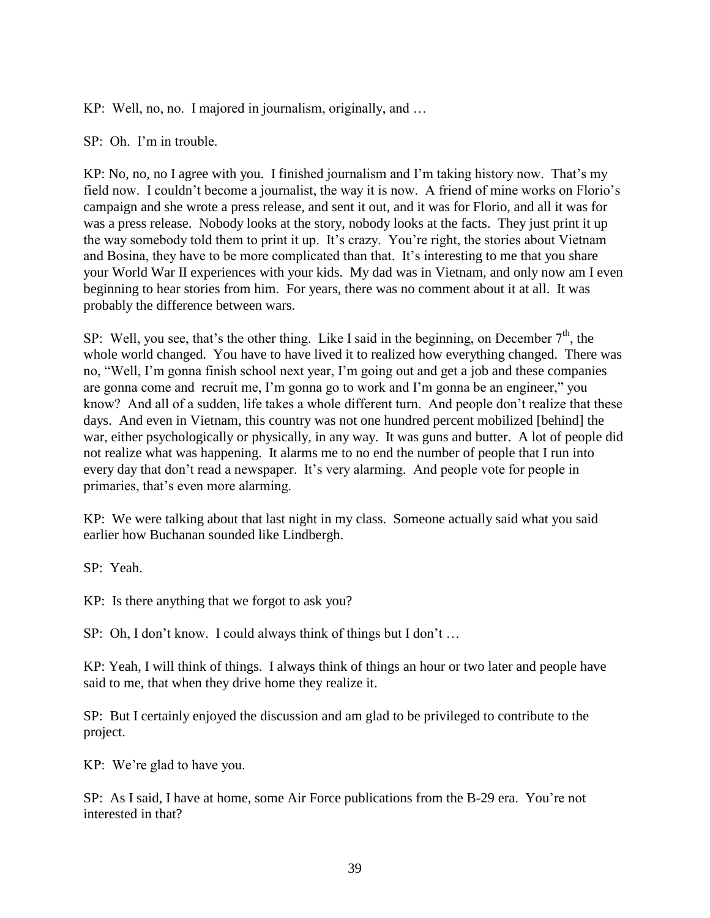KP: Well, no, no. I majored in journalism, originally, and …

SP: Oh. I'm in trouble.

KP: No, no, no I agree with you. I finished journalism and I'm taking history now. That's my field now. I couldn't become a journalist, the way it is now. A friend of mine works on Florio's campaign and she wrote a press release, and sent it out, and it was for Florio, and all it was for was a press release. Nobody looks at the story, nobody looks at the facts. They just print it up the way somebody told them to print it up. It's crazy. You're right, the stories about Vietnam and Bosina, they have to be more complicated than that. It's interesting to me that you share your World War II experiences with your kids. My dad was in Vietnam, and only now am I even beginning to hear stories from him. For years, there was no comment about it at all. It was probably the difference between wars.

SP: Well, you see, that's the other thing. Like I said in the beginning, on December 7th, the whole world changed. You have to have lived it to realized how everything changed. There was no, "Well, I'm gonna finish school next year, I'm going out and get a job and these companies are gonna come and recruit me, I'm gonna go to work and I'm gonna be an engineer," you know? And all of a sudden, life takes a whole different turn. And people don't realize that these days. And even in Vietnam, this country was not one hundred percent mobilized [behind] the war, either psychologically or physically, in any way. It was guns and butter. A lot of people did not realize what was happening. It alarms me to no end the number of people that I run into every day that don't read a newspaper. It's very alarming. And people vote for people in primaries, that's even more alarming.

KP: We were talking about that last night in my class. Someone actually said what you said earlier how Buchanan sounded like Lindbergh.

SP: Yeah.

KP: Is there anything that we forgot to ask you?

SP: Oh, I don't know. I could always think of things but I don't …

KP: Yeah, I will think of things. I always think of things an hour or two later and people have said to me, that when they drive home they realize it.

SP: But I certainly enjoyed the discussion and am glad to be privileged to contribute to the project.

KP: We're glad to have you.

SP: As I said, I have at home, some Air Force publications from the B-29 era. You're not interested in that?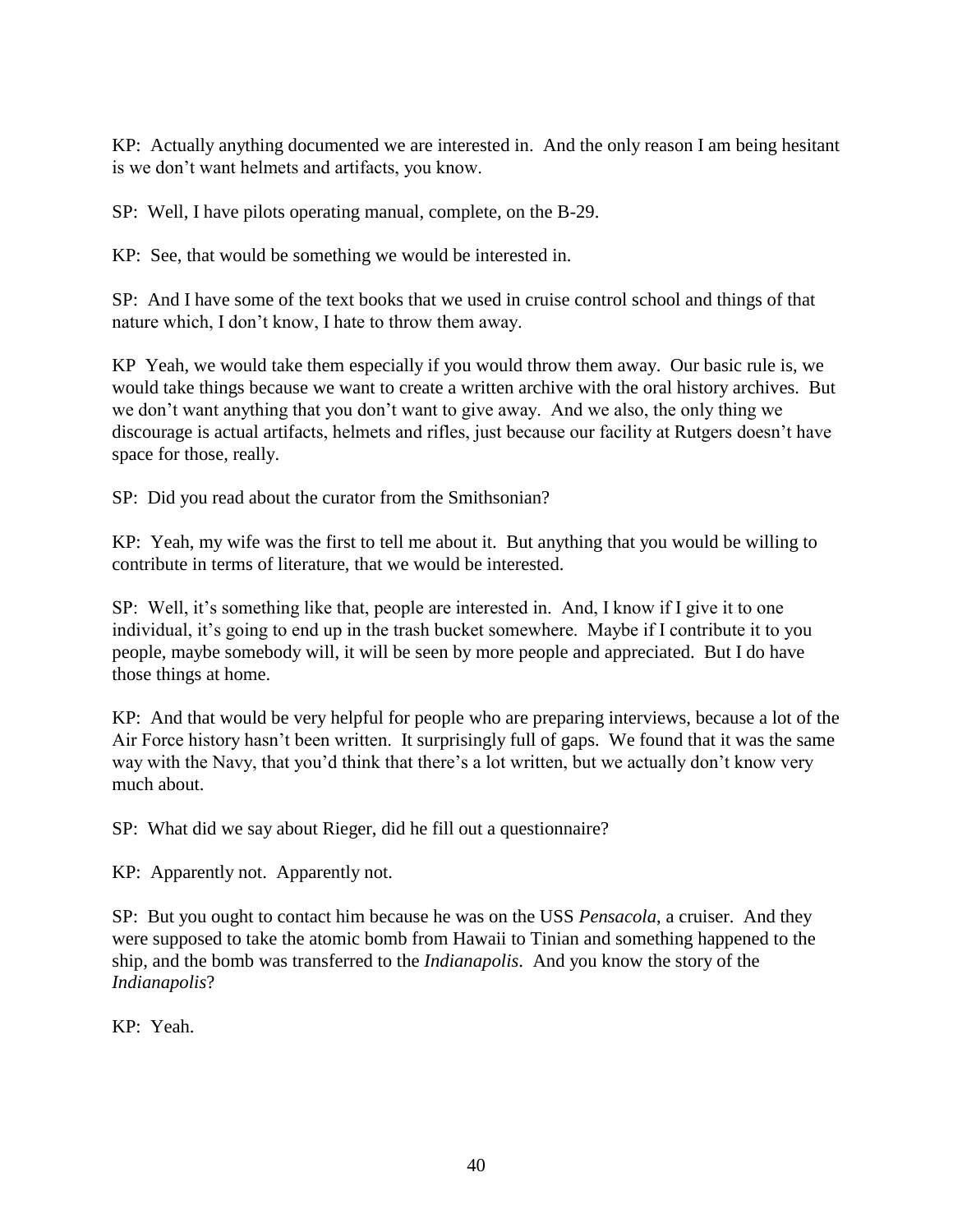KP: Actually anything documented we are interested in. And the only reason I am being hesitant is we don't want helmets and artifacts, you know.

SP: Well, I have pilots operating manual, complete, on the B-29.

KP: See, that would be something we would be interested in.

SP: And I have some of the text books that we used in cruise control school and things of that nature which, I don't know, I hate to throw them away.

KP Yeah, we would take them especially if you would throw them away. Our basic rule is, we would take things because we want to create a written archive with the oral history archives. But we don't want anything that you don't want to give away. And we also, the only thing we discourage is actual artifacts, helmets and rifles, just because our facility at Rutgers doesn't have space for those, really.

SP: Did you read about the curator from the Smithsonian?

KP: Yeah, my wife was the first to tell me about it. But anything that you would be willing to contribute in terms of literature, that we would be interested.

SP: Well, it's something like that, people are interested in. And, I know if I give it to one individual, it's going to end up in the trash bucket somewhere. Maybe if I contribute it to you people, maybe somebody will, it will be seen by more people and appreciated. But I do have those things at home.

KP: And that would be very helpful for people who are preparing interviews, because a lot of the Air Force history hasn't been written. It surprisingly full of gaps. We found that it was the same way with the Navy, that you'd think that there's a lot written, but we actually don't know very much about.

SP: What did we say about Rieger, did he fill out a questionnaire?

KP: Apparently not. Apparently not.

SP: But you ought to contact him because he was on the USS *Pensacola*, a cruiser. And they were supposed to take the atomic bomb from Hawaii to Tinian and something happened to the ship, and the bomb was transferred to the *Indianapolis*. And you know the story of the *Indianapolis*?

KP: Yeah.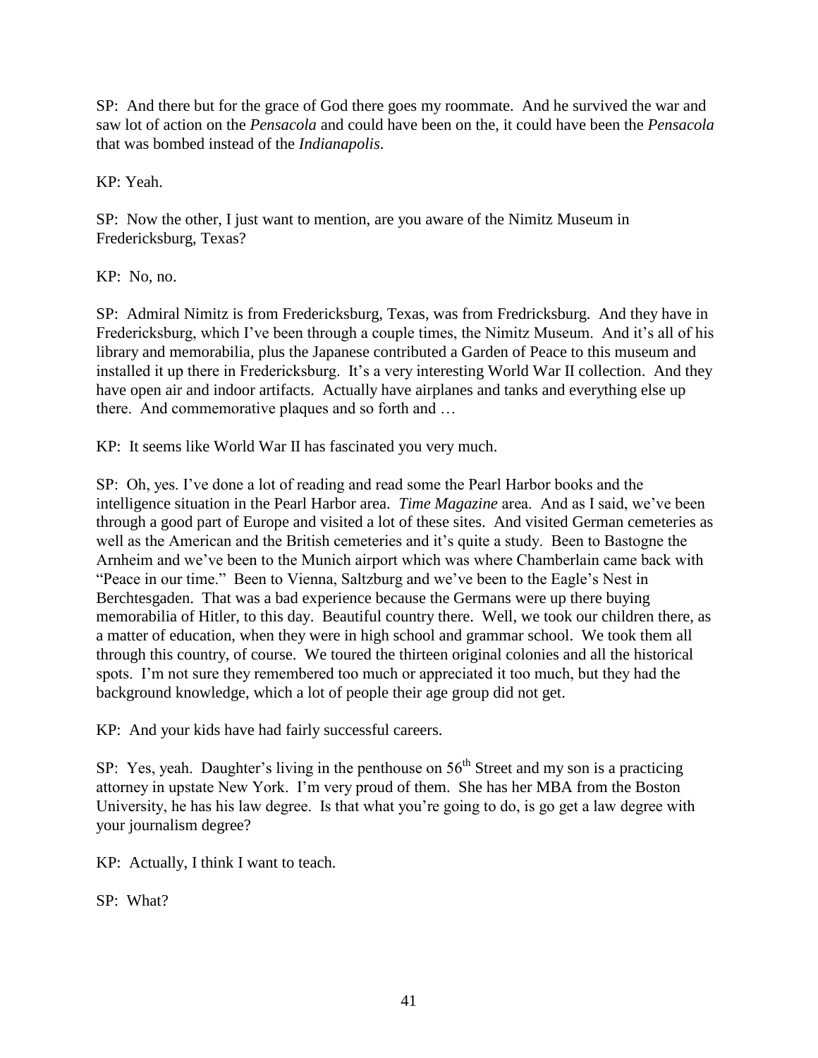SP: And there but for the grace of God there goes my roommate. And he survived the war and saw lot of action on the *Pensacola* and could have been on the, it could have been the *Pensacola* that was bombed instead of the *Indianapolis*.

KP: Yeah.

SP: Now the other, I just want to mention, are you aware of the Nimitz Museum in Fredericksburg, Texas?

KP: No, no.

SP: Admiral Nimitz is from Fredericksburg, Texas, was from Fredricksburg. And they have in Fredericksburg, which I've been through a couple times, the Nimitz Museum. And it's all of his library and memorabilia, plus the Japanese contributed a Garden of Peace to this museum and installed it up there in Fredericksburg. It's a very interesting World War II collection. And they have open air and indoor artifacts. Actually have airplanes and tanks and everything else up there. And commemorative plaques and so forth and …

KP: It seems like World War II has fascinated you very much.

SP: Oh, yes. I've done a lot of reading and read some the Pearl Harbor books and the intelligence situation in the Pearl Harbor area. *Time Magazine* area. And as I said, we've been through a good part of Europe and visited a lot of these sites. And visited German cemeteries as well as the American and the British cemeteries and it's quite a study. Been to Bastogne the Arnheim and we've been to the Munich airport which was where Chamberlain came back with "Peace in our time." Been to Vienna, Saltzburg and we've been to the Eagle's Nest in Berchtesgaden. That was a bad experience because the Germans were up there buying memorabilia of Hitler, to this day. Beautiful country there. Well, we took our children there, as a matter of education, when they were in high school and grammar school. We took them all through this country, of course. We toured the thirteen original colonies and all the historical spots. I'm not sure they remembered too much or appreciated it too much, but they had the background knowledge, which a lot of people their age group did not get.

KP: And your kids have had fairly successful careers.

SP: Yes, yeah. Daughter's living in the penthouse on 56th Street and my son is a practicing attorney in upstate New York. I'm very proud of them. She has her MBA from the Boston University, he has his law degree. Is that what you're going to do, is go get a law degree with your journalism degree?

KP: Actually, I think I want to teach.

SP: What?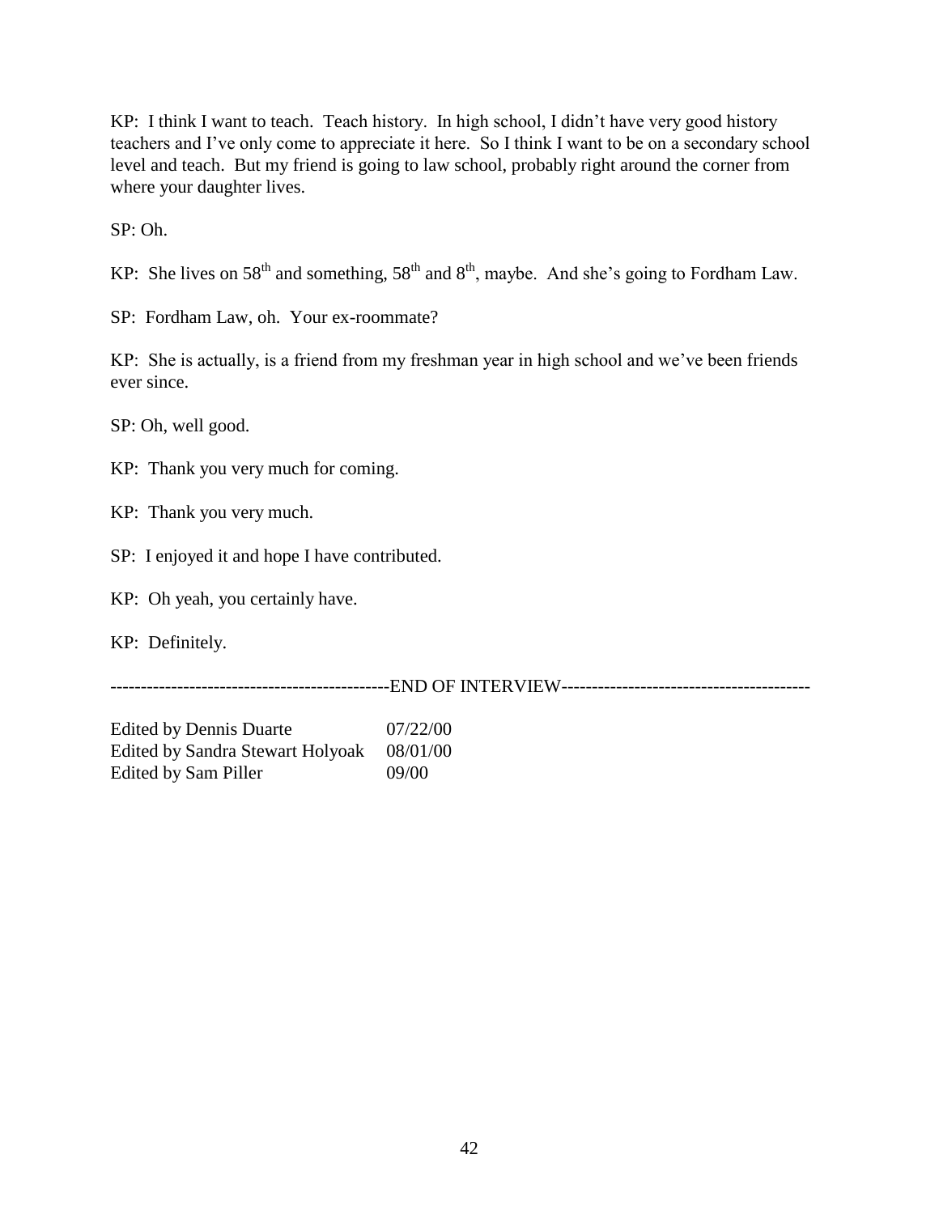KP: I think I want to teach. Teach history. In high school, I didn't have very good history teachers and I've only come to appreciate it here. So I think I want to be on a secondary school level and teach. But my friend is going to law school, probably right around the corner from where your daughter lives.

SP: Oh.

KP: She lives on 58th and something, 58th and 8th, maybe. And she's going to Fordham Law.

SP: Fordham Law, oh. Your ex-roommate?

KP: She is actually, is a friend from my freshman year in high school and we've been friends ever since.

SP: Oh, well good.

KP: Thank you very much for coming.

KP: Thank you very much.

SP: I enjoyed it and hope I have contributed.

KP: Oh yeah, you certainly have.

KP: Definitely.

----------------------------------------------END OF INTERVIEW-----------------------------------------

| | |
|---|---|
| Edited by Dennis Duarte | 07/22/00 |
| Edited by Sandra Stewart Holyoak | 08/01/00 |
| Edited by Sam Piller | 09/00 |